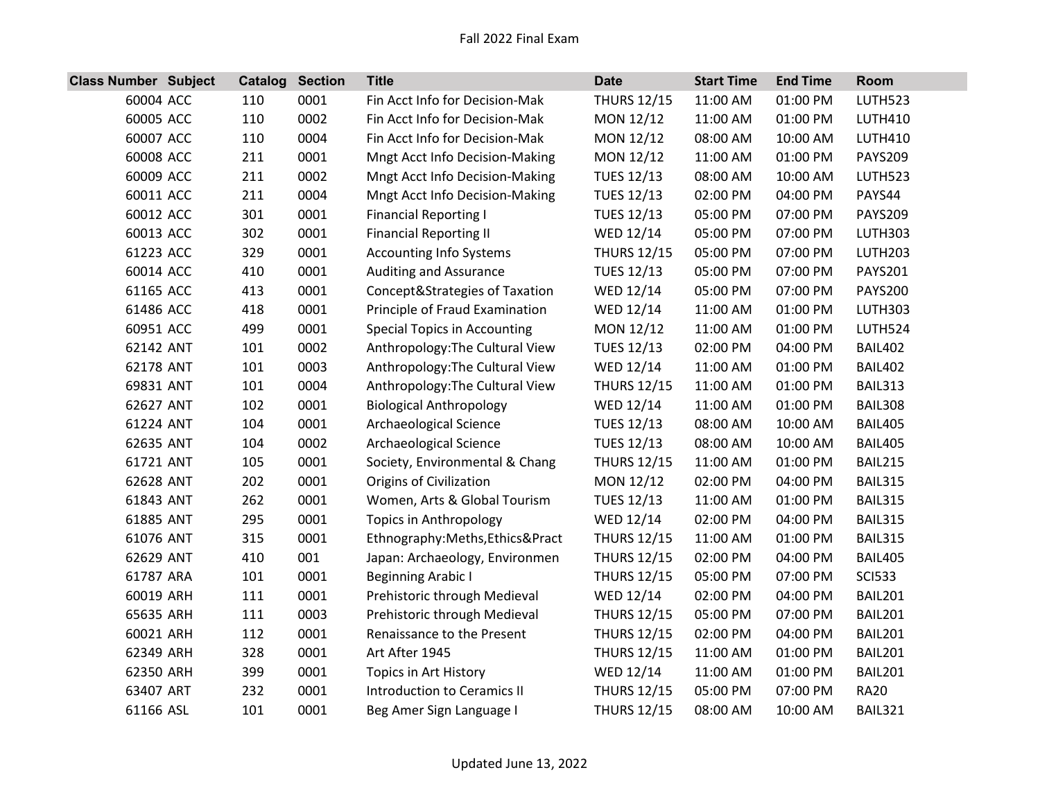# Fall 2022 Final Exam

| Class Number | Subject | Catalog | Section | Title | Date | Start Time | End Time | Room |
|---|---|---|---|---|---|---|---|---|
| 60004 | ACC | 110 | 0001 | Fin Acct Info for Decision-Mak | THURS 12/15 | 11:00 AM | 01:00 PM | LUTH523 |
| 60005 | ACC | 110 | 0002 | Fin Acct Info for Decision-Mak | MON 12/12 | 11:00 AM | 01:00 PM | LUTH410 |
| 60007 | ACC | 110 | 0004 | Fin Acct Info for Decision-Mak | MON 12/12 | 08:00 AM | 10:00 AM | LUTH410 |
| 60008 | ACC | 211 | 0001 | Mngt Acct Info Decision-Making | MON 12/12 | 11:00 AM | 01:00 PM | PAYS209 |
| 60009 | ACC | 211 | 0002 | Mngt Acct Info Decision-Making | TUES 12/13 | 08:00 AM | 10:00 AM | LUTH523 |
| 60011 | ACC | 211 | 0004 | Mngt Acct Info Decision-Making | TUES 12/13 | 02:00 PM | 04:00 PM | PAYS44 |
| 60012 | ACC | 301 | 0001 | Financial Reporting I | TUES 12/13 | 05:00 PM | 07:00 PM | PAYS209 |
| 60013 | ACC | 302 | 0001 | Financial Reporting II | WED 12/14 | 05:00 PM | 07:00 PM | LUTH303 |
| 61223 | ACC | 329 | 0001 | Accounting Info Systems | THURS 12/15 | 05:00 PM | 07:00 PM | LUTH203 |
| 60014 | ACC | 410 | 0001 | Auditing and Assurance | TUES 12/13 | 05:00 PM | 07:00 PM | PAYS201 |
| 61165 | ACC | 413 | 0001 | Concept&Strategies of Taxation | WED 12/14 | 05:00 PM | 07:00 PM | PAYS200 |
| 61486 | ACC | 418 | 0001 | Principle of Fraud Examination | WED 12/14 | 11:00 AM | 01:00 PM | LUTH303 |
| 60951 | ACC | 499 | 0001 | Special Topics in Accounting | MON 12/12 | 11:00 AM | 01:00 PM | LUTH524 |
| 62142 | ANT | 101 | 0002 | Anthropology:The Cultural View | TUES 12/13 | 02:00 PM | 04:00 PM | BAIL402 |
| 62178 | ANT | 101 | 0003 | Anthropology:The Cultural View | WED 12/14 | 11:00 AM | 01:00 PM | BAIL402 |
| 69831 | ANT | 101 | 0004 | Anthropology:The Cultural View | THURS 12/15 | 11:00 AM | 01:00 PM | BAIL313 |
| 62627 | ANT | 102 | 0001 | Biological Anthropology | WED 12/14 | 11:00 AM | 01:00 PM | BAIL308 |
| 61224 | ANT | 104 | 0001 | Archaeological Science | TUES 12/13 | 08:00 AM | 10:00 AM | BAIL405 |
| 62635 | ANT | 104 | 0002 | Archaeological Science | TUES 12/13 | 08:00 AM | 10:00 AM | BAIL405 |
| 61721 | ANT | 105 | 0001 | Society, Environmental & Chang | THURS 12/15 | 11:00 AM | 01:00 PM | BAIL215 |
| 62628 | ANT | 202 | 0001 | Origins of Civilization | MON 12/12 | 02:00 PM | 04:00 PM | BAIL315 |
| 61843 | ANT | 262 | 0001 | Women, Arts & Global Tourism | TUES 12/13 | 11:00 AM | 01:00 PM | BAIL315 |
| 61885 | ANT | 295 | 0001 | Topics in Anthropology | WED 12/14 | 02:00 PM | 04:00 PM | BAIL315 |
| 61076 | ANT | 315 | 0001 | Ethnography:Meths,Ethics&Pract | THURS 12/15 | 11:00 AM | 01:00 PM | BAIL315 |
| 62629 | ANT | 410 | 001 | Japan: Archaeology, Environmen | THURS 12/15 | 02:00 PM | 04:00 PM | BAIL405 |
| 61787 | ARA | 101 | 0001 | Beginning Arabic I | THURS 12/15 | 05:00 PM | 07:00 PM | SCI533 |
| 60019 | ARH | 111 | 0001 | Prehistoric through Medieval | WED 12/14 | 02:00 PM | 04:00 PM | BAIL201 |
| 65635 | ARH | 111 | 0003 | Prehistoric through Medieval | THURS 12/15 | 05:00 PM | 07:00 PM | BAIL201 |
| 60021 | ARH | 112 | 0001 | Renaissance to the Present | THURS 12/15 | 02:00 PM | 04:00 PM | BAIL201 |
| 62349 | ARH | 328 | 0001 | Art After 1945 | THURS 12/15 | 11:00 AM | 01:00 PM | BAIL201 |
| 62350 | ARH | 399 | 0001 | Topics in Art History | WED 12/14 | 11:00 AM | 01:00 PM | BAIL201 |
| 63407 | ART | 232 | 0001 | Introduction to Ceramics II | THURS 12/15 | 05:00 PM | 07:00 PM | RA20 |
| 61166 | ASL | 101 | 0001 | Beg Amer Sign Language I | THURS 12/15 | 08:00 AM | 10:00 AM | BAIL321 |

Updated June 13, 2022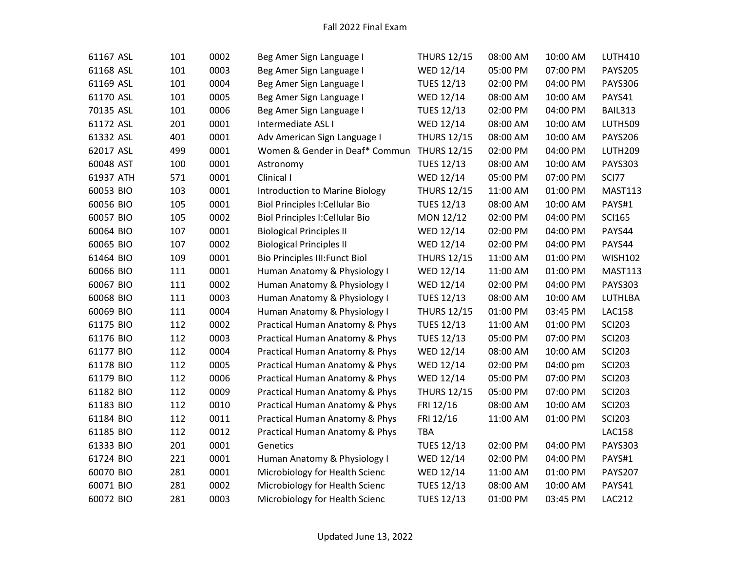# Fall 2022 Final Exam

| | | | | | | | |
|---|---|---|---|---|---|---|---|
| 61167 ASL | 101 | 0002 | Beg Amer Sign Language I | THURS 12/15 | 08:00 AM | 10:00 AM | LUTH410 |
| 61168 ASL | 101 | 0003 | Beg Amer Sign Language I | WED 12/14 | 05:00 PM | 07:00 PM | PAYS205 |
| 61169 ASL | 101 | 0004 | Beg Amer Sign Language I | TUES 12/13 | 02:00 PM | 04:00 PM | PAYS306 |
| 61170 ASL | 101 | 0005 | Beg Amer Sign Language I | WED 12/14 | 08:00 AM | 10:00 AM | PAYS41 |
| 70135 ASL | 101 | 0006 | Beg Amer Sign Language I | TUES 12/13 | 02:00 PM | 04:00 PM | BAIL313 |
| 61172 ASL | 201 | 0001 | Intermediate ASL I | WED 12/14 | 08:00 AM | 10:00 AM | LUTH509 |
| 61332 ASL | 401 | 0001 | Adv American Sign Language I | THURS 12/15 | 08:00 AM | 10:00 AM | PAYS206 |
| 62017 ASL | 499 | 0001 | Women & Gender in Deaf* Commun | THURS 12/15 | 02:00 PM | 04:00 PM | LUTH209 |
| 60048 AST | 100 | 0001 | Astronomy | TUES 12/13 | 08:00 AM | 10:00 AM | PAYS303 |
| 61937 ATH | 571 | 0001 | Clinical I | WED 12/14 | 05:00 PM | 07:00 PM | SCI77 |
| 60053 BIO | 103 | 0001 | Introduction to Marine Biology | THURS 12/15 | 11:00 AM | 01:00 PM | MAST113 |
| 60056 BIO | 105 | 0001 | Biol Principles I:Cellular Bio | TUES 12/13 | 08:00 AM | 10:00 AM | PAYS#1 |
| 60057 BIO | 105 | 0002 | Biol Principles I:Cellular Bio | MON 12/12 | 02:00 PM | 04:00 PM | SCI165 |
| 60064 BIO | 107 | 0001 | Biological Principles II | WED 12/14 | 02:00 PM | 04:00 PM | PAYS44 |
| 60065 BIO | 107 | 0002 | Biological Principles II | WED 12/14 | 02:00 PM | 04:00 PM | PAYS44 |
| 61464 BIO | 109 | 0001 | Bio Principles III:Funct Biol | THURS 12/15 | 11:00 AM | 01:00 PM | WISH102 |
| 60066 BIO | 111 | 0001 | Human Anatomy & Physiology I | WED 12/14 | 11:00 AM | 01:00 PM | MAST113 |
| 60067 BIO | 111 | 0002 | Human Anatomy & Physiology I | WED 12/14 | 02:00 PM | 04:00 PM | PAYS303 |
| 60068 BIO | 111 | 0003 | Human Anatomy & Physiology I | TUES 12/13 | 08:00 AM | 10:00 AM | LUTHLBA |
| 60069 BIO | 111 | 0004 | Human Anatomy & Physiology I | THURS 12/15 | 01:00 PM | 03:45 PM | LAC158 |
| 61175 BIO | 112 | 0002 | Practical Human Anatomy & Phys | TUES 12/13 | 11:00 AM | 01:00 PM | SCI203 |
| 61176 BIO | 112 | 0003 | Practical Human Anatomy & Phys | TUES 12/13 | 05:00 PM | 07:00 PM | SCI203 |
| 61177 BIO | 112 | 0004 | Practical Human Anatomy & Phys | WED 12/14 | 08:00 AM | 10:00 AM | SCI203 |
| 61178 BIO | 112 | 0005 | Practical Human Anatomy & Phys | WED 12/14 | 02:00 PM | 04:00 pm | SCI203 |
| 61179 BIO | 112 | 0006 | Practical Human Anatomy & Phys | WED 12/14 | 05:00 PM | 07:00 PM | SCI203 |
| 61182 BIO | 112 | 0009 | Practical Human Anatomy & Phys | THURS 12/15 | 05:00 PM | 07:00 PM | SCI203 |
| 61183 BIO | 112 | 0010 | Practical Human Anatomy & Phys | FRI 12/16 | 08:00 AM | 10:00 AM | SCI203 |
| 61184 BIO | 112 | 0011 | Practical Human Anatomy & Phys | FRI 12/16 | 11:00 AM | 01:00 PM | SCI203 |
| 61185 BIO | 112 | 0012 | Practical Human Anatomy & Phys | TBA | | | LAC158 |
| 61333 BIO | 201 | 0001 | Genetics | TUES 12/13 | 02:00 PM | 04:00 PM | PAYS303 |
| 61724 BIO | 221 | 0001 | Human Anatomy & Physiology I | WED 12/14 | 02:00 PM | 04:00 PM | PAYS#1 |
| 60070 BIO | 281 | 0001 | Microbiology for Health Scienc | WED 12/14 | 11:00 AM | 01:00 PM | PAYS207 |
| 60071 BIO | 281 | 0002 | Microbiology for Health Scienc | TUES 12/13 | 08:00 AM | 10:00 AM | PAYS41 |
| 60072 BIO | 281 | 0003 | Microbiology for Health Scienc | TUES 12/13 | 01:00 PM | 03:45 PM | LAC212 |

Updated June 13, 2022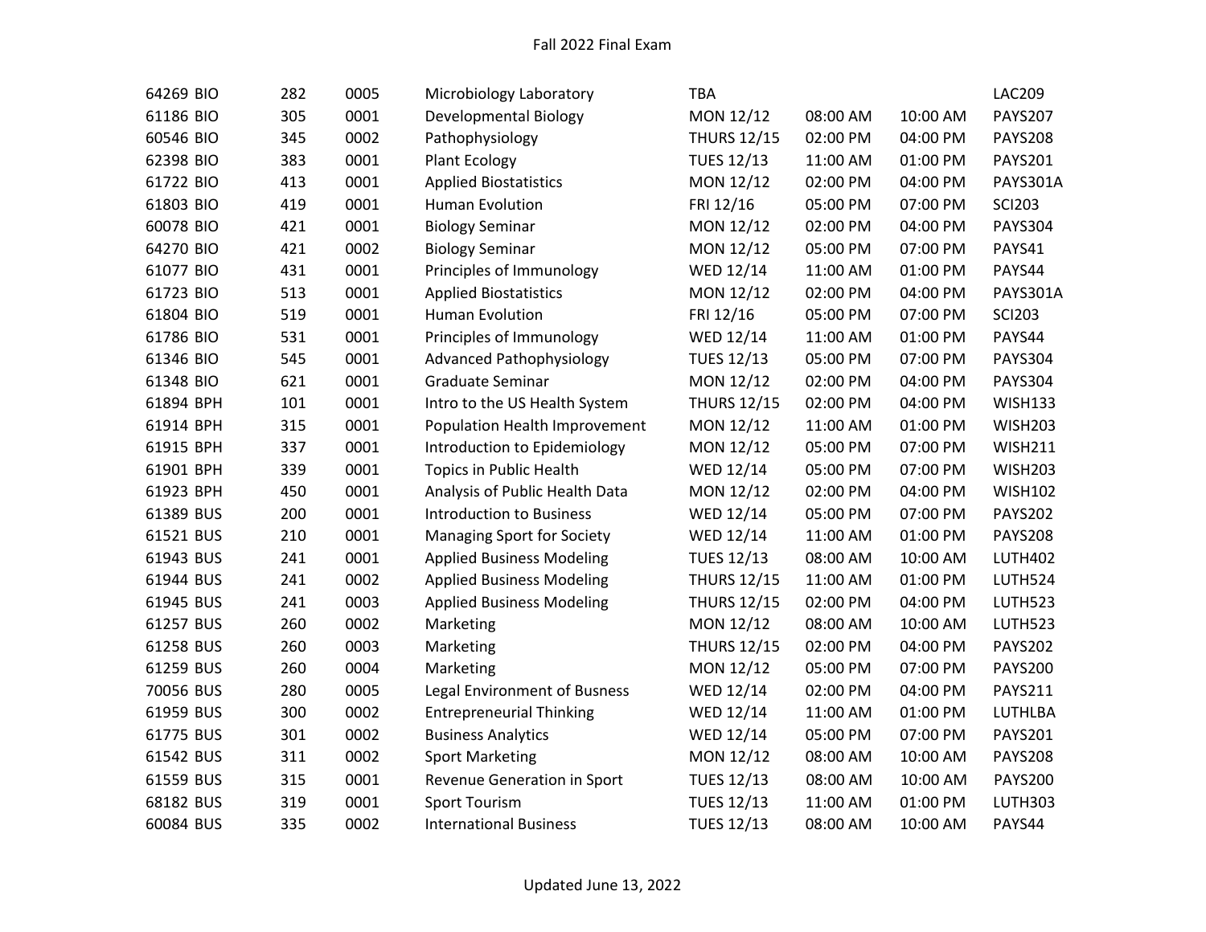| | | | | | | | | |
|---|---|---|---|---|---|---|---|---|
| 64269 | BIO | 282 | 0005 | Microbiology Laboratory | TBA | | | LAC209 |
| 61186 | BIO | 305 | 0001 | Developmental Biology | MON 12/12 | 08:00 AM | 10:00 AM | PAYS207 |
| 60546 | BIO | 345 | 0002 | Pathophysiology | THURS 12/15 | 02:00 PM | 04:00 PM | PAYS208 |
| 62398 | BIO | 383 | 0001 | Plant Ecology | TUES 12/13 | 11:00 AM | 01:00 PM | PAYS201 |
| 61722 | BIO | 413 | 0001 | Applied Biostatistics | MON 12/12 | 02:00 PM | 04:00 PM | PAYS301A |
| 61803 | BIO | 419 | 0001 | Human Evolution | FRI 12/16 | 05:00 PM | 07:00 PM | SCI203 |
| 60078 | BIO | 421 | 0001 | Biology Seminar | MON 12/12 | 02:00 PM | 04:00 PM | PAYS304 |
| 64270 | BIO | 421 | 0002 | Biology Seminar | MON 12/12 | 05:00 PM | 07:00 PM | PAYS41 |
| 61077 | BIO | 431 | 0001 | Principles of Immunology | WED 12/14 | 11:00 AM | 01:00 PM | PAYS44 |
| 61723 | BIO | 513 | 0001 | Applied Biostatistics | MON 12/12 | 02:00 PM | 04:00 PM | PAYS301A |
| 61804 | BIO | 519 | 0001 | Human Evolution | FRI 12/16 | 05:00 PM | 07:00 PM | SCI203 |
| 61786 | BIO | 531 | 0001 | Principles of Immunology | WED 12/14 | 11:00 AM | 01:00 PM | PAYS44 |
| 61346 | BIO | 545 | 0001 | Advanced Pathophysiology | TUES 12/13 | 05:00 PM | 07:00 PM | PAYS304 |
| 61348 | BIO | 621 | 0001 | Graduate Seminar | MON 12/12 | 02:00 PM | 04:00 PM | PAYS304 |
| 61894 | BPH | 101 | 0001 | Intro to the US Health System | THURS 12/15 | 02:00 PM | 04:00 PM | WISH133 |
| 61914 | BPH | 315 | 0001 | Population Health Improvement | MON 12/12 | 11:00 AM | 01:00 PM | WISH203 |
| 61915 | BPH | 337 | 0001 | Introduction to Epidemiology | MON 12/12 | 05:00 PM | 07:00 PM | WISH211 |
| 61901 | BPH | 339 | 0001 | Topics in Public Health | WED 12/14 | 05:00 PM | 07:00 PM | WISH203 |
| 61923 | BPH | 450 | 0001 | Analysis of Public Health Data | MON 12/12 | 02:00 PM | 04:00 PM | WISH102 |
| 61389 | BUS | 200 | 0001 | Introduction to Business | WED 12/14 | 05:00 PM | 07:00 PM | PAYS202 |
| 61521 | BUS | 210 | 0001 | Managing Sport for Society | WED 12/14 | 11:00 AM | 01:00 PM | PAYS208 |
| 61943 | BUS | 241 | 0001 | Applied Business Modeling | TUES 12/13 | 08:00 AM | 10:00 AM | LUTH402 |
| 61944 | BUS | 241 | 0002 | Applied Business Modeling | THURS 12/15 | 11:00 AM | 01:00 PM | LUTH524 |
| 61945 | BUS | 241 | 0003 | Applied Business Modeling | THURS 12/15 | 02:00 PM | 04:00 PM | LUTH523 |
| 61257 | BUS | 260 | 0002 | Marketing | MON 12/12 | 08:00 AM | 10:00 AM | LUTH523 |
| 61258 | BUS | 260 | 0003 | Marketing | THURS 12/15 | 02:00 PM | 04:00 PM | PAYS202 |
| 61259 | BUS | 260 | 0004 | Marketing | MON 12/12 | 05:00 PM | 07:00 PM | PAYS200 |
| 70056 | BUS | 280 | 0005 | Legal Environment of Busness | WED 12/14 | 02:00 PM | 04:00 PM | PAYS211 |
| 61959 | BUS | 300 | 0002 | Entrepreneurial Thinking | WED 12/14 | 11:00 AM | 01:00 PM | LUTHLBA |
| 61775 | BUS | 301 | 0002 | Business Analytics | WED 12/14 | 05:00 PM | 07:00 PM | PAYS201 |
| 61542 | BUS | 311 | 0002 | Sport Marketing | MON 12/12 | 08:00 AM | 10:00 AM | PAYS208 |
| 61559 | BUS | 315 | 0001 | Revenue Generation in Sport | TUES 12/13 | 08:00 AM | 10:00 AM | PAYS200 |
| 68182 | BUS | 319 | 0001 | Sport Tourism | TUES 12/13 | 11:00 AM | 01:00 PM | LUTH303 |
| 60084 | BUS | 335 | 0002 | International Business | TUES 12/13 | 08:00 AM | 10:00 AM | PAYS44 |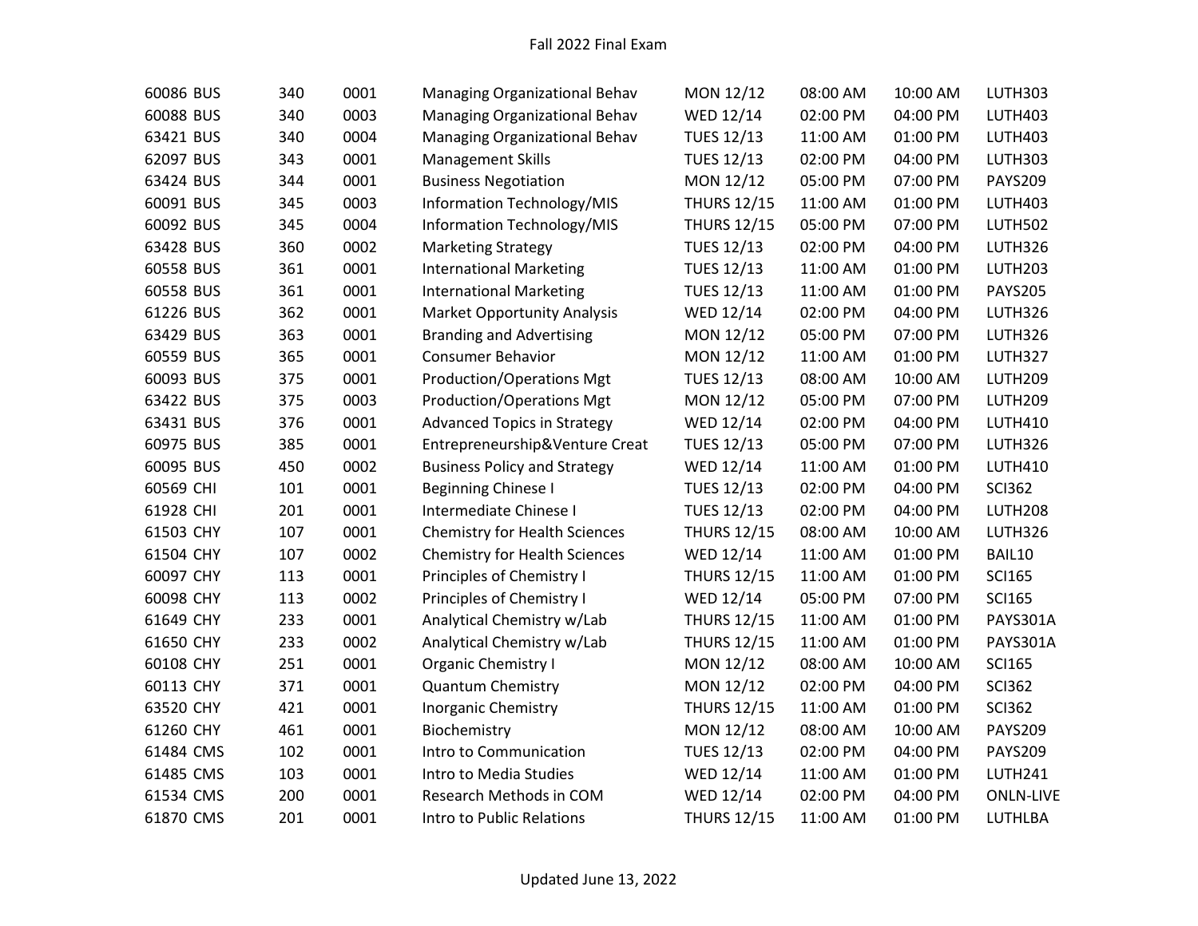| | | | | | | | |
|---|---|---|---|---|---|---|---|
| 60086 BUS | 340 | 0001 | Managing Organizational Behav | MON 12/12 | 08:00 AM | 10:00 AM | LUTH303 |
| 60088 BUS | 340 | 0003 | Managing Organizational Behav | WED 12/14 | 02:00 PM | 04:00 PM | LUTH403 |
| 63421 BUS | 340 | 0004 | Managing Organizational Behav | TUES 12/13 | 11:00 AM | 01:00 PM | LUTH403 |
| 62097 BUS | 343 | 0001 | Management Skills | TUES 12/13 | 02:00 PM | 04:00 PM | LUTH303 |
| 63424 BUS | 344 | 0001 | Business Negotiation | MON 12/12 | 05:00 PM | 07:00 PM | PAYS209 |
| 60091 BUS | 345 | 0003 | Information Technology/MIS | THURS 12/15 | 11:00 AM | 01:00 PM | LUTH403 |
| 60092 BUS | 345 | 0004 | Information Technology/MIS | THURS 12/15 | 05:00 PM | 07:00 PM | LUTH502 |
| 63428 BUS | 360 | 0002 | Marketing Strategy | TUES 12/13 | 02:00 PM | 04:00 PM | LUTH326 |
| 60558 BUS | 361 | 0001 | International Marketing | TUES 12/13 | 11:00 AM | 01:00 PM | LUTH203 |
| 60558 BUS | 361 | 0001 | International Marketing | TUES 12/13 | 11:00 AM | 01:00 PM | PAYS205 |
| 61226 BUS | 362 | 0001 | Market Opportunity Analysis | WED 12/14 | 02:00 PM | 04:00 PM | LUTH326 |
| 63429 BUS | 363 | 0001 | Branding and Advertising | MON 12/12 | 05:00 PM | 07:00 PM | LUTH326 |
| 60559 BUS | 365 | 0001 | Consumer Behavior | MON 12/12 | 11:00 AM | 01:00 PM | LUTH327 |
| 60093 BUS | 375 | 0001 | Production/Operations Mgt | TUES 12/13 | 08:00 AM | 10:00 AM | LUTH209 |
| 63422 BUS | 375 | 0003 | Production/Operations Mgt | MON 12/12 | 05:00 PM | 07:00 PM | LUTH209 |
| 63431 BUS | 376 | 0001 | Advanced Topics in Strategy | WED 12/14 | 02:00 PM | 04:00 PM | LUTH410 |
| 60975 BUS | 385 | 0001 | Entrepreneurship&Venture Creat | TUES 12/13 | 05:00 PM | 07:00 PM | LUTH326 |
| 60095 BUS | 450 | 0002 | Business Policy and Strategy | WED 12/14 | 11:00 AM | 01:00 PM | LUTH410 |
| 60569 CHI | 101 | 0001 | Beginning Chinese I | TUES 12/13 | 02:00 PM | 04:00 PM | SCI362 |
| 61928 CHI | 201 | 0001 | Intermediate Chinese I | TUES 12/13 | 02:00 PM | 04:00 PM | LUTH208 |
| 61503 CHY | 107 | 0001 | Chemistry for Health Sciences | THURS 12/15 | 08:00 AM | 10:00 AM | LUTH326 |
| 61504 CHY | 107 | 0002 | Chemistry for Health Sciences | WED 12/14 | 11:00 AM | 01:00 PM | BAIL10 |
| 60097 CHY | 113 | 0001 | Principles of Chemistry I | THURS 12/15 | 11:00 AM | 01:00 PM | SCI165 |
| 60098 CHY | 113 | 0002 | Principles of Chemistry I | WED 12/14 | 05:00 PM | 07:00 PM | SCI165 |
| 61649 CHY | 233 | 0001 | Analytical Chemistry w/Lab | THURS 12/15 | 11:00 AM | 01:00 PM | PAYS301A |
| 61650 CHY | 233 | 0002 | Analytical Chemistry w/Lab | THURS 12/15 | 11:00 AM | 01:00 PM | PAYS301A |
| 60108 CHY | 251 | 0001 | Organic Chemistry I | MON 12/12 | 08:00 AM | 10:00 AM | SCI165 |
| 60113 CHY | 371 | 0001 | Quantum Chemistry | MON 12/12 | 02:00 PM | 04:00 PM | SCI362 |
| 63520 CHY | 421 | 0001 | Inorganic Chemistry | THURS 12/15 | 11:00 AM | 01:00 PM | SCI362 |
| 61260 CHY | 461 | 0001 | Biochemistry | MON 12/12 | 08:00 AM | 10:00 AM | PAYS209 |
| 61484 CMS | 102 | 0001 | Intro to Communication | TUES 12/13 | 02:00 PM | 04:00 PM | PAYS209 |
| 61485 CMS | 103 | 0001 | Intro to Media Studies | WED 12/14 | 11:00 AM | 01:00 PM | LUTH241 |
| 61534 CMS | 200 | 0001 | Research Methods in COM | WED 12/14 | 02:00 PM | 04:00 PM | ONLN-LIVE |
| 61870 CMS | 201 | 0001 | Intro to Public Relations | THURS 12/15 | 11:00 AM | 01:00 PM | LUTHLBA |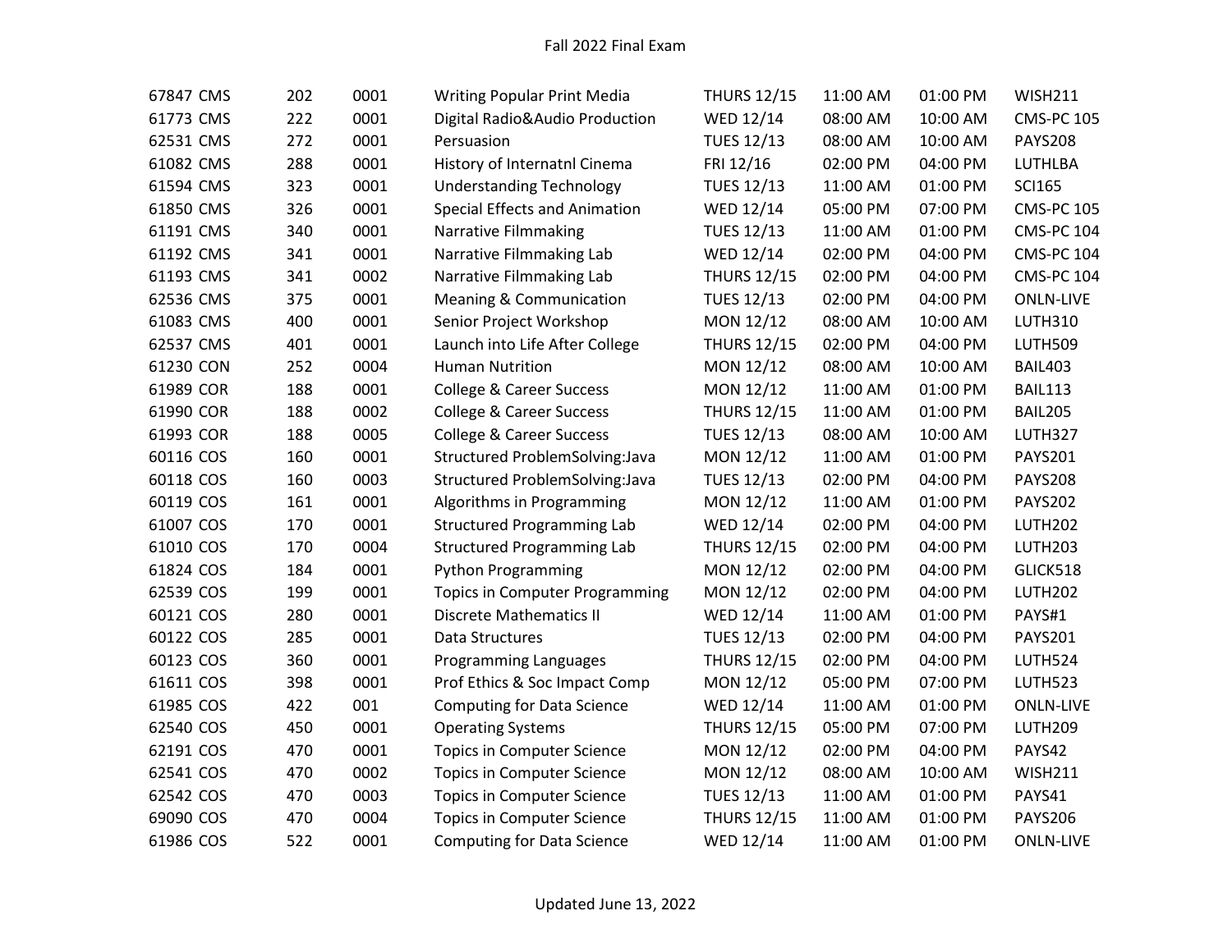| | | | | | | | |
|---|---|---|---|---|---|---|---|
| 67847 CMS | 202 | 0001 | Writing Popular Print Media | THURS 12/15 | 11:00 AM | 01:00 PM | WISH211 |
| 61773 CMS | 222 | 0001 | Digital Radio&Audio Production | WED 12/14 | 08:00 AM | 10:00 AM | CMS-PC 105 |
| 62531 CMS | 272 | 0001 | Persuasion | TUES 12/13 | 08:00 AM | 10:00 AM | PAYS208 |
| 61082 CMS | 288 | 0001 | History of Internatnl Cinema | FRI 12/16 | 02:00 PM | 04:00 PM | LUTHLBA |
| 61594 CMS | 323 | 0001 | Understanding Technology | TUES 12/13 | 11:00 AM | 01:00 PM | SCI165 |
| 61850 CMS | 326 | 0001 | Special Effects and Animation | WED 12/14 | 05:00 PM | 07:00 PM | CMS-PC 105 |
| 61191 CMS | 340 | 0001 | Narrative Filmmaking | TUES 12/13 | 11:00 AM | 01:00 PM | CMS-PC 104 |
| 61192 CMS | 341 | 0001 | Narrative Filmmaking Lab | WED 12/14 | 02:00 PM | 04:00 PM | CMS-PC 104 |
| 61193 CMS | 341 | 0002 | Narrative Filmmaking Lab | THURS 12/15 | 02:00 PM | 04:00 PM | CMS-PC 104 |
| 62536 CMS | 375 | 0001 | Meaning & Communication | TUES 12/13 | 02:00 PM | 04:00 PM | ONLN-LIVE |
| 61083 CMS | 400 | 0001 | Senior Project Workshop | MON 12/12 | 08:00 AM | 10:00 AM | LUTH310 |
| 62537 CMS | 401 | 0001 | Launch into Life After College | THURS 12/15 | 02:00 PM | 04:00 PM | LUTH509 |
| 61230 CON | 252 | 0004 | Human Nutrition | MON 12/12 | 08:00 AM | 10:00 AM | BAIL403 |
| 61989 COR | 188 | 0001 | College & Career Success | MON 12/12 | 11:00 AM | 01:00 PM | BAIL113 |
| 61990 COR | 188 | 0002 | College & Career Success | THURS 12/15 | 11:00 AM | 01:00 PM | BAIL205 |
| 61993 COR | 188 | 0005 | College & Career Success | TUES 12/13 | 08:00 AM | 10:00 AM | LUTH327 |
| 60116 COS | 160 | 0001 | Structured ProblemSolving:Java | MON 12/12 | 11:00 AM | 01:00 PM | PAYS201 |
| 60118 COS | 160 | 0003 | Structured ProblemSolving:Java | TUES 12/13 | 02:00 PM | 04:00 PM | PAYS208 |
| 60119 COS | 161 | 0001 | Algorithms in Programming | MON 12/12 | 11:00 AM | 01:00 PM | PAYS202 |
| 61007 COS | 170 | 0001 | Structured Programming Lab | WED 12/14 | 02:00 PM | 04:00 PM | LUTH202 |
| 61010 COS | 170 | 0004 | Structured Programming Lab | THURS 12/15 | 02:00 PM | 04:00 PM | LUTH203 |
| 61824 COS | 184 | 0001 | Python Programming | MON 12/12 | 02:00 PM | 04:00 PM | GLICK518 |
| 62539 COS | 199 | 0001 | Topics in Computer Programming | MON 12/12 | 02:00 PM | 04:00 PM | LUTH202 |
| 60121 COS | 280 | 0001 | Discrete Mathematics II | WED 12/14 | 11:00 AM | 01:00 PM | PAYS#1 |
| 60122 COS | 285 | 0001 | Data Structures | TUES 12/13 | 02:00 PM | 04:00 PM | PAYS201 |
| 60123 COS | 360 | 0001 | Programming Languages | THURS 12/15 | 02:00 PM | 04:00 PM | LUTH524 |
| 61611 COS | 398 | 0001 | Prof Ethics & Soc Impact Comp | MON 12/12 | 05:00 PM | 07:00 PM | LUTH523 |
| 61985 COS | 422 | 001 | Computing for Data Science | WED 12/14 | 11:00 AM | 01:00 PM | ONLN-LIVE |
| 62540 COS | 450 | 0001 | Operating Systems | THURS 12/15 | 05:00 PM | 07:00 PM | LUTH209 |
| 62191 COS | 470 | 0001 | Topics in Computer Science | MON 12/12 | 02:00 PM | 04:00 PM | PAYS42 |
| 62541 COS | 470 | 0002 | Topics in Computer Science | MON 12/12 | 08:00 AM | 10:00 AM | WISH211 |
| 62542 COS | 470 | 0003 | Topics in Computer Science | TUES 12/13 | 11:00 AM | 01:00 PM | PAYS41 |
| 69090 COS | 470 | 0004 | Topics in Computer Science | THURS 12/15 | 11:00 AM | 01:00 PM | PAYS206 |
| 61986 COS | 522 | 0001 | Computing for Data Science | WED 12/14 | 11:00 AM | 01:00 PM | ONLN-LIVE |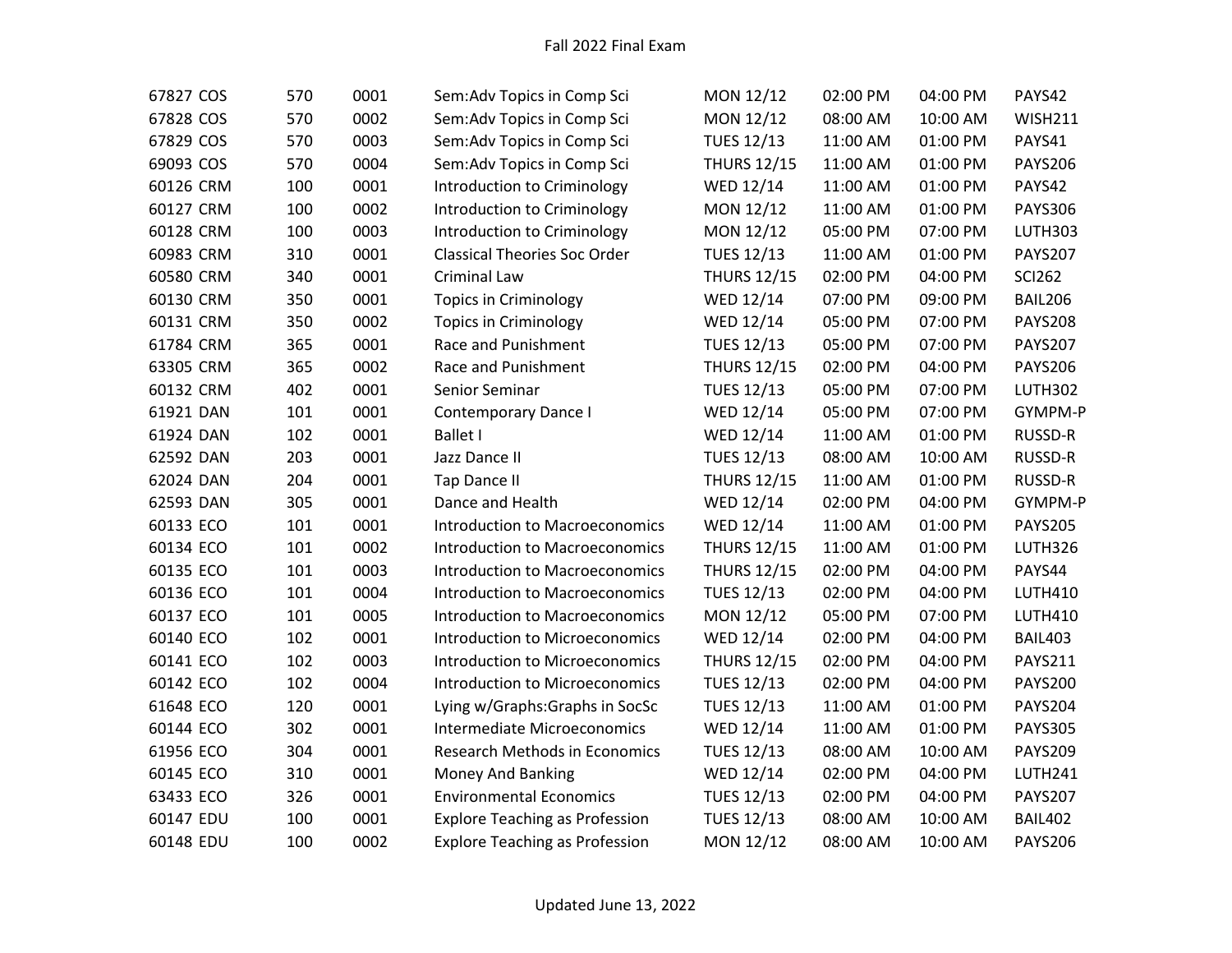# Fall 2022 Final Exam

| | | | | | | | | |
|---|---|---|---|---|---|---|---|---|
| 67827 | COS | 570 | 0001 | Sem:Adv Topics in Comp Sci | MON 12/12 | 02:00 PM | 04:00 PM | PAYS42 |
| 67828 | COS | 570 | 0002 | Sem:Adv Topics in Comp Sci | MON 12/12 | 08:00 AM | 10:00 AM | WISH211 |
| 67829 | COS | 570 | 0003 | Sem:Adv Topics in Comp Sci | TUES 12/13 | 11:00 AM | 01:00 PM | PAYS41 |
| 69093 | COS | 570 | 0004 | Sem:Adv Topics in Comp Sci | THURS 12/15 | 11:00 AM | 01:00 PM | PAYS206 |
| 60126 | CRM | 100 | 0001 | Introduction to Criminology | WED 12/14 | 11:00 AM | 01:00 PM | PAYS42 |
| 60127 | CRM | 100 | 0002 | Introduction to Criminology | MON 12/12 | 11:00 AM | 01:00 PM | PAYS306 |
| 60128 | CRM | 100 | 0003 | Introduction to Criminology | MON 12/12 | 05:00 PM | 07:00 PM | LUTH303 |
| 60983 | CRM | 310 | 0001 | Classical Theories Soc Order | TUES 12/13 | 11:00 AM | 01:00 PM | PAYS207 |
| 60580 | CRM | 340 | 0001 | Criminal Law | THURS 12/15 | 02:00 PM | 04:00 PM | SCI262 |
| 60130 | CRM | 350 | 0001 | Topics in Criminology | WED 12/14 | 07:00 PM | 09:00 PM | BAIL206 |
| 60131 | CRM | 350 | 0002 | Topics in Criminology | WED 12/14 | 05:00 PM | 07:00 PM | PAYS208 |
| 61784 | CRM | 365 | 0001 | Race and Punishment | TUES 12/13 | 05:00 PM | 07:00 PM | PAYS207 |
| 63305 | CRM | 365 | 0002 | Race and Punishment | THURS 12/15 | 02:00 PM | 04:00 PM | PAYS206 |
| 60132 | CRM | 402 | 0001 | Senior Seminar | TUES 12/13 | 05:00 PM | 07:00 PM | LUTH302 |
| 61921 | DAN | 101 | 0001 | Contemporary Dance I | WED 12/14 | 05:00 PM | 07:00 PM | GYMPM-P |
| 61924 | DAN | 102 | 0001 | Ballet I | WED 12/14 | 11:00 AM | 01:00 PM | RUSSD-R |
| 62592 | DAN | 203 | 0001 | Jazz Dance II | TUES 12/13 | 08:00 AM | 10:00 AM | RUSSD-R |
| 62024 | DAN | 204 | 0001 | Tap Dance II | THURS 12/15 | 11:00 AM | 01:00 PM | RUSSD-R |
| 62593 | DAN | 305 | 0001 | Dance and Health | WED 12/14 | 02:00 PM | 04:00 PM | GYMPM-P |
| 60133 | ECO | 101 | 0001 | Introduction to Macroeconomics | WED 12/14 | 11:00 AM | 01:00 PM | PAYS205 |
| 60134 | ECO | 101 | 0002 | Introduction to Macroeconomics | THURS 12/15 | 11:00 AM | 01:00 PM | LUTH326 |
| 60135 | ECO | 101 | 0003 | Introduction to Macroeconomics | THURS 12/15 | 02:00 PM | 04:00 PM | PAYS44 |
| 60136 | ECO | 101 | 0004 | Introduction to Macroeconomics | TUES 12/13 | 02:00 PM | 04:00 PM | LUTH410 |
| 60137 | ECO | 101 | 0005 | Introduction to Macroeconomics | MON 12/12 | 05:00 PM | 07:00 PM | LUTH410 |
| 60140 | ECO | 102 | 0001 | Introduction to Microeconomics | WED 12/14 | 02:00 PM | 04:00 PM | BAIL403 |
| 60141 | ECO | 102 | 0003 | Introduction to Microeconomics | THURS 12/15 | 02:00 PM | 04:00 PM | PAYS211 |
| 60142 | ECO | 102 | 0004 | Introduction to Microeconomics | TUES 12/13 | 02:00 PM | 04:00 PM | PAYS200 |
| 61648 | ECO | 120 | 0001 | Lying w/Graphs:Graphs in SocSc | TUES 12/13 | 11:00 AM | 01:00 PM | PAYS204 |
| 60144 | ECO | 302 | 0001 | Intermediate Microeconomics | WED 12/14 | 11:00 AM | 01:00 PM | PAYS305 |
| 61956 | ECO | 304 | 0001 | Research Methods in Economics | TUES 12/13 | 08:00 AM | 10:00 AM | PAYS209 |
| 60145 | ECO | 310 | 0001 | Money And Banking | WED 12/14 | 02:00 PM | 04:00 PM | LUTH241 |
| 63433 | ECO | 326 | 0001 | Environmental Economics | TUES 12/13 | 02:00 PM | 04:00 PM | PAYS207 |
| 60147 | EDU | 100 | 0001 | Explore Teaching as Profession | TUES 12/13 | 08:00 AM | 10:00 AM | BAIL402 |
| 60148 | EDU | 100 | 0002 | Explore Teaching as Profession | MON 12/12 | 08:00 AM | 10:00 AM | PAYS206 |

Updated June 13, 2022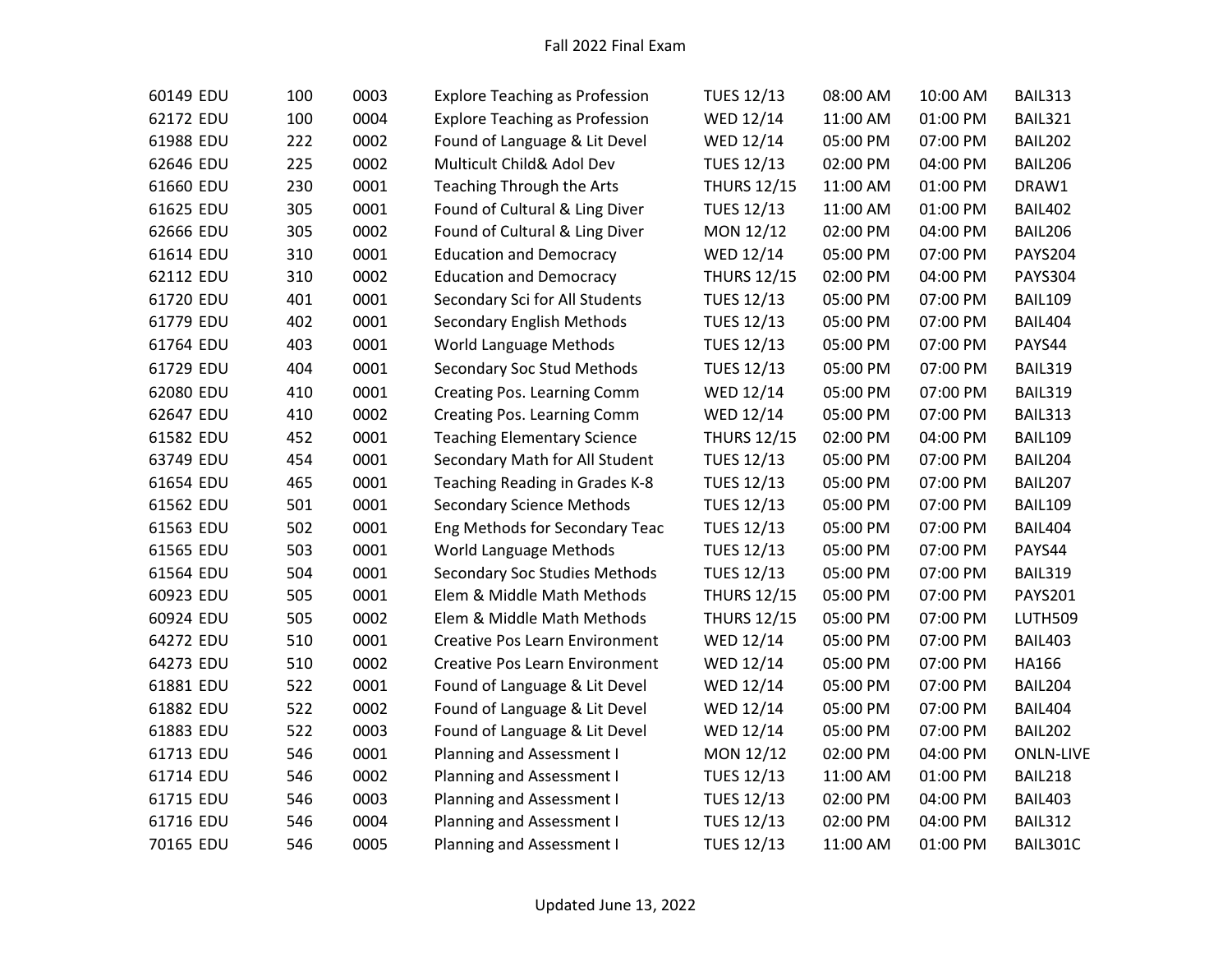| | | | | | | | |
|---|---|---|---|---|---|---|---|
| 60149 EDU | 100 | 0003 | Explore Teaching as Profession | TUES 12/13 | 08:00 AM | 10:00 AM | BAIL313 |
| 62172 EDU | 100 | 0004 | Explore Teaching as Profession | WED 12/14 | 11:00 AM | 01:00 PM | BAIL321 |
| 61988 EDU | 222 | 0002 | Found of Language & Lit Devel | WED 12/14 | 05:00 PM | 07:00 PM | BAIL202 |
| 62646 EDU | 225 | 0002 | Multicult Child& Adol Dev | TUES 12/13 | 02:00 PM | 04:00 PM | BAIL206 |
| 61660 EDU | 230 | 0001 | Teaching Through the Arts | THURS 12/15 | 11:00 AM | 01:00 PM | DRAW1 |
| 61625 EDU | 305 | 0001 | Found of Cultural & Ling Diver | TUES 12/13 | 11:00 AM | 01:00 PM | BAIL402 |
| 62666 EDU | 305 | 0002 | Found of Cultural & Ling Diver | MON 12/12 | 02:00 PM | 04:00 PM | BAIL206 |
| 61614 EDU | 310 | 0001 | Education and Democracy | WED 12/14 | 05:00 PM | 07:00 PM | PAYS204 |
| 62112 EDU | 310 | 0002 | Education and Democracy | THURS 12/15 | 02:00 PM | 04:00 PM | PAYS304 |
| 61720 EDU | 401 | 0001 | Secondary Sci for All Students | TUES 12/13 | 05:00 PM | 07:00 PM | BAIL109 |
| 61779 EDU | 402 | 0001 | Secondary English Methods | TUES 12/13 | 05:00 PM | 07:00 PM | BAIL404 |
| 61764 EDU | 403 | 0001 | World Language Methods | TUES 12/13 | 05:00 PM | 07:00 PM | PAYS44 |
| 61729 EDU | 404 | 0001 | Secondary Soc Stud Methods | TUES 12/13 | 05:00 PM | 07:00 PM | BAIL319 |
| 62080 EDU | 410 | 0001 | Creating Pos. Learning Comm | WED 12/14 | 05:00 PM | 07:00 PM | BAIL319 |
| 62647 EDU | 410 | 0002 | Creating Pos. Learning Comm | WED 12/14 | 05:00 PM | 07:00 PM | BAIL313 |
| 61582 EDU | 452 | 0001 | Teaching Elementary Science | THURS 12/15 | 02:00 PM | 04:00 PM | BAIL109 |
| 63749 EDU | 454 | 0001 | Secondary Math for All Student | TUES 12/13 | 05:00 PM | 07:00 PM | BAIL204 |
| 61654 EDU | 465 | 0001 | Teaching Reading in Grades K-8 | TUES 12/13 | 05:00 PM | 07:00 PM | BAIL207 |
| 61562 EDU | 501 | 0001 | Secondary Science Methods | TUES 12/13 | 05:00 PM | 07:00 PM | BAIL109 |
| 61563 EDU | 502 | 0001 | Eng Methods for Secondary Teac | TUES 12/13 | 05:00 PM | 07:00 PM | BAIL404 |
| 61565 EDU | 503 | 0001 | World Language Methods | TUES 12/13 | 05:00 PM | 07:00 PM | PAYS44 |
| 61564 EDU | 504 | 0001 | Secondary Soc Studies Methods | TUES 12/13 | 05:00 PM | 07:00 PM | BAIL319 |
| 60923 EDU | 505 | 0001 | Elem & Middle Math Methods | THURS 12/15 | 05:00 PM | 07:00 PM | PAYS201 |
| 60924 EDU | 505 | 0002 | Elem & Middle Math Methods | THURS 12/15 | 05:00 PM | 07:00 PM | LUTH509 |
| 64272 EDU | 510 | 0001 | Creative Pos Learn Environment | WED 12/14 | 05:00 PM | 07:00 PM | BAIL403 |
| 64273 EDU | 510 | 0002 | Creative Pos Learn Environment | WED 12/14 | 05:00 PM | 07:00 PM | HA166 |
| 61881 EDU | 522 | 0001 | Found of Language & Lit Devel | WED 12/14 | 05:00 PM | 07:00 PM | BAIL204 |
| 61882 EDU | 522 | 0002 | Found of Language & Lit Devel | WED 12/14 | 05:00 PM | 07:00 PM | BAIL404 |
| 61883 EDU | 522 | 0003 | Found of Language & Lit Devel | WED 12/14 | 05:00 PM | 07:00 PM | BAIL202 |
| 61713 EDU | 546 | 0001 | Planning and Assessment I | MON 12/12 | 02:00 PM | 04:00 PM | ONLN-LIVE |
| 61714 EDU | 546 | 0002 | Planning and Assessment I | TUES 12/13 | 11:00 AM | 01:00 PM | BAIL218 |
| 61715 EDU | 546 | 0003 | Planning and Assessment I | TUES 12/13 | 02:00 PM | 04:00 PM | BAIL403 |
| 61716 EDU | 546 | 0004 | Planning and Assessment I | TUES 12/13 | 02:00 PM | 04:00 PM | BAIL312 |
| 70165 EDU | 546 | 0005 | Planning and Assessment I | TUES 12/13 | 11:00 AM | 01:00 PM | BAIL301C |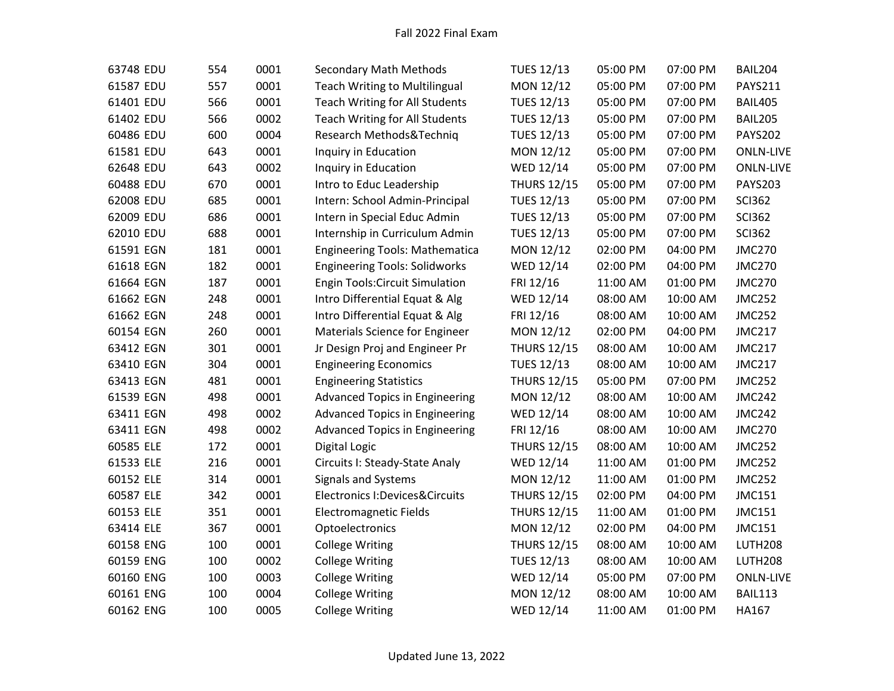Fall 2022 Final Exam

| | | | | | | | | |
|---|---|---|---|---|---|---|---|---|
| 63748 | EDU | 554 | 0001 | Secondary Math Methods | TUES 12/13 | 05:00 PM | 07:00 PM | BAIL204 |
| 61587 | EDU | 557 | 0001 | Teach Writing to Multilingual | MON 12/12 | 05:00 PM | 07:00 PM | PAYS211 |
| 61401 | EDU | 566 | 0001 | Teach Writing for All Students | TUES 12/13 | 05:00 PM | 07:00 PM | BAIL405 |
| 61402 | EDU | 566 | 0002 | Teach Writing for All Students | TUES 12/13 | 05:00 PM | 07:00 PM | BAIL205 |
| 60486 | EDU | 600 | 0004 | Research Methods&Techniq | TUES 12/13 | 05:00 PM | 07:00 PM | PAYS202 |
| 61581 | EDU | 643 | 0001 | Inquiry in Education | MON 12/12 | 05:00 PM | 07:00 PM | ONLN-LIVE |
| 62648 | EDU | 643 | 0002 | Inquiry in Education | WED 12/14 | 05:00 PM | 07:00 PM | ONLN-LIVE |
| 60488 | EDU | 670 | 0001 | Intro to Educ Leadership | THURS 12/15 | 05:00 PM | 07:00 PM | PAYS203 |
| 62008 | EDU | 685 | 0001 | Intern: School Admin-Principal | TUES 12/13 | 05:00 PM | 07:00 PM | SCI362 |
| 62009 | EDU | 686 | 0001 | Intern in Special Educ Admin | TUES 12/13 | 05:00 PM | 07:00 PM | SCI362 |
| 62010 | EDU | 688 | 0001 | Internship in Curriculum Admin | TUES 12/13 | 05:00 PM | 07:00 PM | SCI362 |
| 61591 | EGN | 181 | 0001 | Engineering Tools: Mathematica | MON 12/12 | 02:00 PM | 04:00 PM | JMC270 |
| 61618 | EGN | 182 | 0001 | Engineering Tools: Solidworks | WED 12/14 | 02:00 PM | 04:00 PM | JMC270 |
| 61664 | EGN | 187 | 0001 | Engin Tools:Circuit Simulation | FRI 12/16 | 11:00 AM | 01:00 PM | JMC270 |
| 61662 | EGN | 248 | 0001 | Intro Differential Equat & Alg | WED 12/14 | 08:00 AM | 10:00 AM | JMC252 |
| 61662 | EGN | 248 | 0001 | Intro Differential Equat & Alg | FRI 12/16 | 08:00 AM | 10:00 AM | JMC252 |
| 60154 | EGN | 260 | 0001 | Materials Science for Engineer | MON 12/12 | 02:00 PM | 04:00 PM | JMC217 |
| 63412 | EGN | 301 | 0001 | Jr Design Proj and Engineer Pr | THURS 12/15 | 08:00 AM | 10:00 AM | JMC217 |
| 63410 | EGN | 304 | 0001 | Engineering Economics | TUES 12/13 | 08:00 AM | 10:00 AM | JMC217 |
| 63413 | EGN | 481 | 0001 | Engineering Statistics | THURS 12/15 | 05:00 PM | 07:00 PM | JMC252 |
| 61539 | EGN | 498 | 0001 | Advanced Topics in Engineering | MON 12/12 | 08:00 AM | 10:00 AM | JMC242 |
| 63411 | EGN | 498 | 0002 | Advanced Topics in Engineering | WED 12/14 | 08:00 AM | 10:00 AM | JMC242 |
| 63411 | EGN | 498 | 0002 | Advanced Topics in Engineering | FRI 12/16 | 08:00 AM | 10:00 AM | JMC270 |
| 60585 | ELE | 172 | 0001 | Digital Logic | THURS 12/15 | 08:00 AM | 10:00 AM | JMC252 |
| 61533 | ELE | 216 | 0001 | Circuits I: Steady-State Analy | WED 12/14 | 11:00 AM | 01:00 PM | JMC252 |
| 60152 | ELE | 314 | 0001 | Signals and Systems | MON 12/12 | 11:00 AM | 01:00 PM | JMC252 |
| 60587 | ELE | 342 | 0001 | Electronics I:Devices&Circuits | THURS 12/15 | 02:00 PM | 04:00 PM | JMC151 |
| 60153 | ELE | 351 | 0001 | Electromagnetic Fields | THURS 12/15 | 11:00 AM | 01:00 PM | JMC151 |
| 63414 | ELE | 367 | 0001 | Optoelectronics | MON 12/12 | 02:00 PM | 04:00 PM | JMC151 |
| 60158 | ENG | 100 | 0001 | College Writing | THURS 12/15 | 08:00 AM | 10:00 AM | LUTH208 |
| 60159 | ENG | 100 | 0002 | College Writing | TUES 12/13 | 08:00 AM | 10:00 AM | LUTH208 |
| 60160 | ENG | 100 | 0003 | College Writing | WED 12/14 | 05:00 PM | 07:00 PM | ONLN-LIVE |
| 60161 | ENG | 100 | 0004 | College Writing | MON 12/12 | 08:00 AM | 10:00 AM | BAIL113 |
| 60162 | ENG | 100 | 0005 | College Writing | WED 12/14 | 11:00 AM | 01:00 PM | HA167 |

Updated June 13, 2022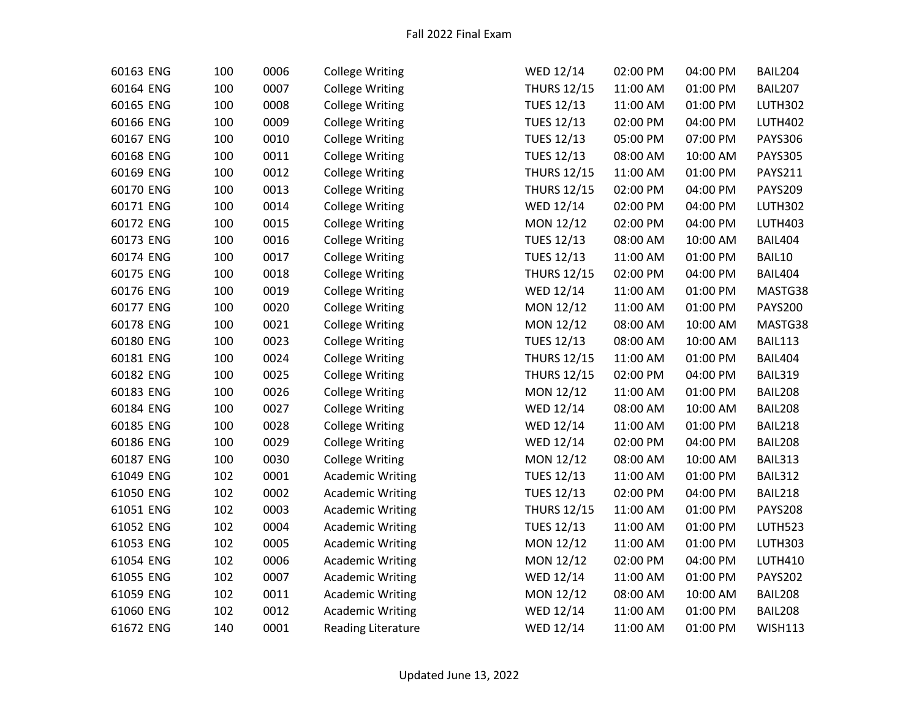Fall 2022 Final Exam

| | | | | | | | |
|---|---|---|---|---|---|---|---|
| 60163 ENG | 100 | 0006 | College Writing | WED 12/14 | 02:00 PM | 04:00 PM | BAIL204 |
| 60164 ENG | 100 | 0007 | College Writing | THURS 12/15 | 11:00 AM | 01:00 PM | BAIL207 |
| 60165 ENG | 100 | 0008 | College Writing | TUES 12/13 | 11:00 AM | 01:00 PM | LUTH302 |
| 60166 ENG | 100 | 0009 | College Writing | TUES 12/13 | 02:00 PM | 04:00 PM | LUTH402 |
| 60167 ENG | 100 | 0010 | College Writing | TUES 12/13 | 05:00 PM | 07:00 PM | PAYS306 |
| 60168 ENG | 100 | 0011 | College Writing | TUES 12/13 | 08:00 AM | 10:00 AM | PAYS305 |
| 60169 ENG | 100 | 0012 | College Writing | THURS 12/15 | 11:00 AM | 01:00 PM | PAYS211 |
| 60170 ENG | 100 | 0013 | College Writing | THURS 12/15 | 02:00 PM | 04:00 PM | PAYS209 |
| 60171 ENG | 100 | 0014 | College Writing | WED 12/14 | 02:00 PM | 04:00 PM | LUTH302 |
| 60172 ENG | 100 | 0015 | College Writing | MON 12/12 | 02:00 PM | 04:00 PM | LUTH403 |
| 60173 ENG | 100 | 0016 | College Writing | TUES 12/13 | 08:00 AM | 10:00 AM | BAIL404 |
| 60174 ENG | 100 | 0017 | College Writing | TUES 12/13 | 11:00 AM | 01:00 PM | BAIL10 |
| 60175 ENG | 100 | 0018 | College Writing | THURS 12/15 | 02:00 PM | 04:00 PM | BAIL404 |
| 60176 ENG | 100 | 0019 | College Writing | WED 12/14 | 11:00 AM | 01:00 PM | MASTG38 |
| 60177 ENG | 100 | 0020 | College Writing | MON 12/12 | 11:00 AM | 01:00 PM | PAYS200 |
| 60178 ENG | 100 | 0021 | College Writing | MON 12/12 | 08:00 AM | 10:00 AM | MASTG38 |
| 60180 ENG | 100 | 0023 | College Writing | TUES 12/13 | 08:00 AM | 10:00 AM | BAIL113 |
| 60181 ENG | 100 | 0024 | College Writing | THURS 12/15 | 11:00 AM | 01:00 PM | BAIL404 |
| 60182 ENG | 100 | 0025 | College Writing | THURS 12/15 | 02:00 PM | 04:00 PM | BAIL319 |
| 60183 ENG | 100 | 0026 | College Writing | MON 12/12 | 11:00 AM | 01:00 PM | BAIL208 |
| 60184 ENG | 100 | 0027 | College Writing | WED 12/14 | 08:00 AM | 10:00 AM | BAIL208 |
| 60185 ENG | 100 | 0028 | College Writing | WED 12/14 | 11:00 AM | 01:00 PM | BAIL218 |
| 60186 ENG | 100 | 0029 | College Writing | WED 12/14 | 02:00 PM | 04:00 PM | BAIL208 |
| 60187 ENG | 100 | 0030 | College Writing | MON 12/12 | 08:00 AM | 10:00 AM | BAIL313 |
| 61049 ENG | 102 | 0001 | Academic Writing | TUES 12/13 | 11:00 AM | 01:00 PM | BAIL312 |
| 61050 ENG | 102 | 0002 | Academic Writing | TUES 12/13 | 02:00 PM | 04:00 PM | BAIL218 |
| 61051 ENG | 102 | 0003 | Academic Writing | THURS 12/15 | 11:00 AM | 01:00 PM | PAYS208 |
| 61052 ENG | 102 | 0004 | Academic Writing | TUES 12/13 | 11:00 AM | 01:00 PM | LUTH523 |
| 61053 ENG | 102 | 0005 | Academic Writing | MON 12/12 | 11:00 AM | 01:00 PM | LUTH303 |
| 61054 ENG | 102 | 0006 | Academic Writing | MON 12/12 | 02:00 PM | 04:00 PM | LUTH410 |
| 61055 ENG | 102 | 0007 | Academic Writing | WED 12/14 | 11:00 AM | 01:00 PM | PAYS202 |
| 61059 ENG | 102 | 0011 | Academic Writing | MON 12/12 | 08:00 AM | 10:00 AM | BAIL208 |
| 61060 ENG | 102 | 0012 | Academic Writing | WED 12/14 | 11:00 AM | 01:00 PM | BAIL208 |
| 61672 ENG | 140 | 0001 | Reading Literature | WED 12/14 | 11:00 AM | 01:00 PM | WISH113 |

Updated June 13, 2022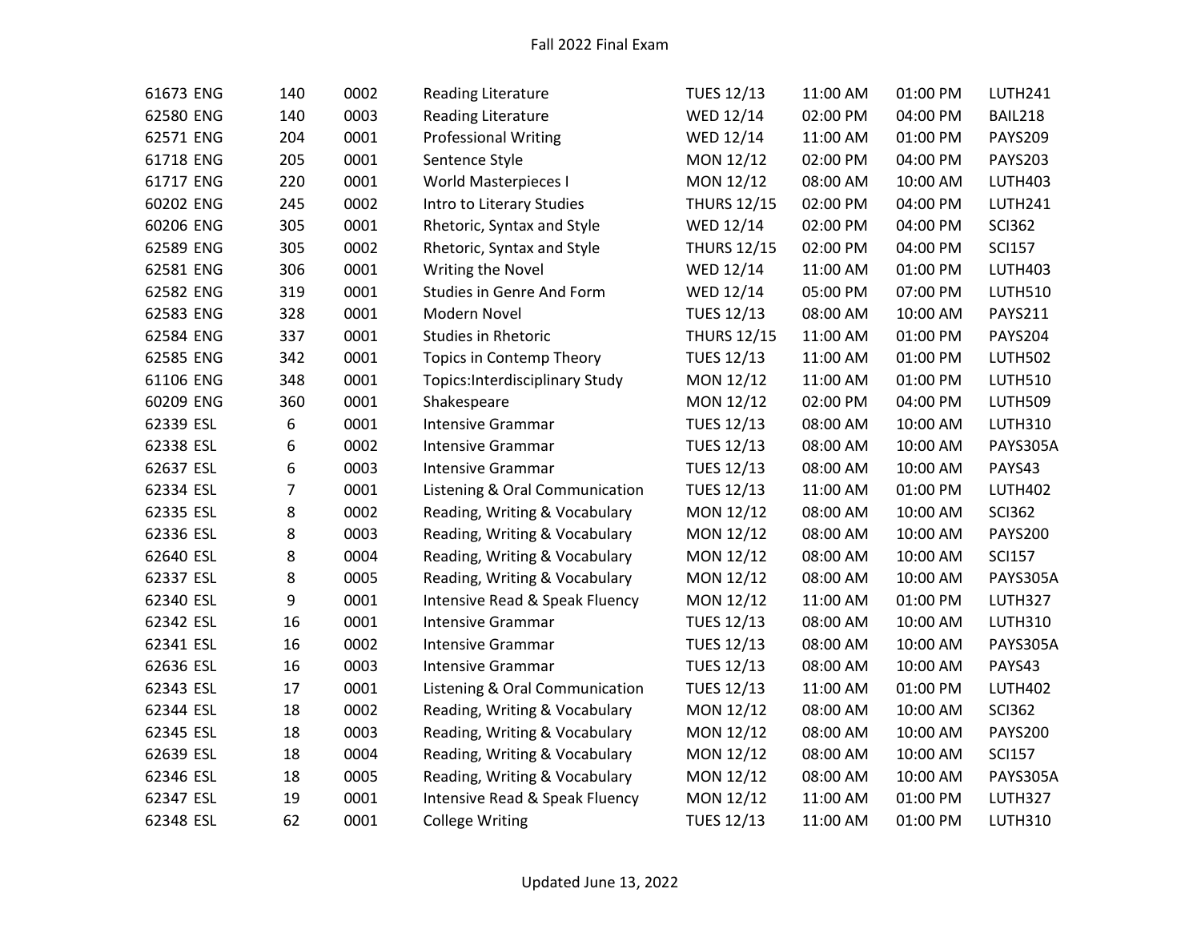| | | | | | | | | |
|---|---|---|---|---|---|---|---|---|
| 61673 | ENG | 140 | 0002 | Reading Literature | TUES 12/13 | 11:00 AM | 01:00 PM | LUTH241 |
| 62580 | ENG | 140 | 0003 | Reading Literature | WED 12/14 | 02:00 PM | 04:00 PM | BAIL218 |
| 62571 | ENG | 204 | 0001 | Professional Writing | WED 12/14 | 11:00 AM | 01:00 PM | PAYS209 |
| 61718 | ENG | 205 | 0001 | Sentence Style | MON 12/12 | 02:00 PM | 04:00 PM | PAYS203 |
| 61717 | ENG | 220 | 0001 | World Masterpieces I | MON 12/12 | 08:00 AM | 10:00 AM | LUTH403 |
| 60202 | ENG | 245 | 0002 | Intro to Literary Studies | THURS 12/15 | 02:00 PM | 04:00 PM | LUTH241 |
| 60206 | ENG | 305 | 0001 | Rhetoric, Syntax and Style | WED 12/14 | 02:00 PM | 04:00 PM | SCI362 |
| 62589 | ENG | 305 | 0002 | Rhetoric, Syntax and Style | THURS 12/15 | 02:00 PM | 04:00 PM | SCI157 |
| 62581 | ENG | 306 | 0001 | Writing the Novel | WED 12/14 | 11:00 AM | 01:00 PM | LUTH403 |
| 62582 | ENG | 319 | 0001 | Studies in Genre And Form | WED 12/14 | 05:00 PM | 07:00 PM | LUTH510 |
| 62583 | ENG | 328 | 0001 | Modern Novel | TUES 12/13 | 08:00 AM | 10:00 AM | PAYS211 |
| 62584 | ENG | 337 | 0001 | Studies in Rhetoric | THURS 12/15 | 11:00 AM | 01:00 PM | PAYS204 |
| 62585 | ENG | 342 | 0001 | Topics in Contemp Theory | TUES 12/13 | 11:00 AM | 01:00 PM | LUTH502 |
| 61106 | ENG | 348 | 0001 | Topics:Interdisciplinary Study | MON 12/12 | 11:00 AM | 01:00 PM | LUTH510 |
| 60209 | ENG | 360 | 0001 | Shakespeare | MON 12/12 | 02:00 PM | 04:00 PM | LUTH509 |
| 62339 | ESL | 6 | 0001 | Intensive Grammar | TUES 12/13 | 08:00 AM | 10:00 AM | LUTH310 |
| 62338 | ESL | 6 | 0002 | Intensive Grammar | TUES 12/13 | 08:00 AM | 10:00 AM | PAYS305A |
| 62637 | ESL | 6 | 0003 | Intensive Grammar | TUES 12/13 | 08:00 AM | 10:00 AM | PAYS43 |
| 62334 | ESL | 7 | 0001 | Listening & Oral Communication | TUES 12/13 | 11:00 AM | 01:00 PM | LUTH402 |
| 62335 | ESL | 8 | 0002 | Reading, Writing & Vocabulary | MON 12/12 | 08:00 AM | 10:00 AM | SCI362 |
| 62336 | ESL | 8 | 0003 | Reading, Writing & Vocabulary | MON 12/12 | 08:00 AM | 10:00 AM | PAYS200 |
| 62640 | ESL | 8 | 0004 | Reading, Writing & Vocabulary | MON 12/12 | 08:00 AM | 10:00 AM | SCI157 |
| 62337 | ESL | 8 | 0005 | Reading, Writing & Vocabulary | MON 12/12 | 08:00 AM | 10:00 AM | PAYS305A |
| 62340 | ESL | 9 | 0001 | Intensive Read & Speak Fluency | MON 12/12 | 11:00 AM | 01:00 PM | LUTH327 |
| 62342 | ESL | 16 | 0001 | Intensive Grammar | TUES 12/13 | 08:00 AM | 10:00 AM | LUTH310 |
| 62341 | ESL | 16 | 0002 | Intensive Grammar | TUES 12/13 | 08:00 AM | 10:00 AM | PAYS305A |
| 62636 | ESL | 16 | 0003 | Intensive Grammar | TUES 12/13 | 08:00 AM | 10:00 AM | PAYS43 |
| 62343 | ESL | 17 | 0001 | Listening & Oral Communication | TUES 12/13 | 11:00 AM | 01:00 PM | LUTH402 |
| 62344 | ESL | 18 | 0002 | Reading, Writing & Vocabulary | MON 12/12 | 08:00 AM | 10:00 AM | SCI362 |
| 62345 | ESL | 18 | 0003 | Reading, Writing & Vocabulary | MON 12/12 | 08:00 AM | 10:00 AM | PAYS200 |
| 62639 | ESL | 18 | 0004 | Reading, Writing & Vocabulary | MON 12/12 | 08:00 AM | 10:00 AM | SCI157 |
| 62346 | ESL | 18 | 0005 | Reading, Writing & Vocabulary | MON 12/12 | 08:00 AM | 10:00 AM | PAYS305A |
| 62347 | ESL | 19 | 0001 | Intensive Read & Speak Fluency | MON 12/12 | 11:00 AM | 01:00 PM | LUTH327 |
| 62348 | ESL | 62 | 0001 | College Writing | TUES 12/13 | 11:00 AM | 01:00 PM | LUTH310 |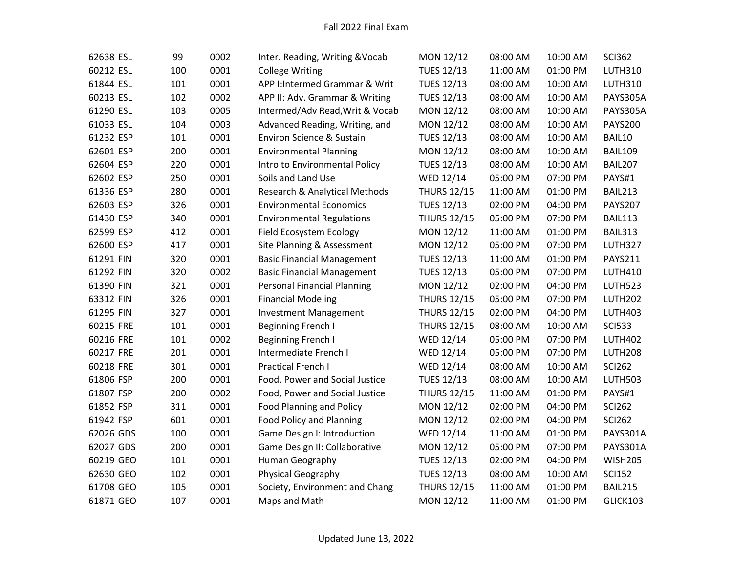Fall 2022 Final Exam

| | | | | | | | | |
|---|---|---|---|---|---|---|---|---|
| 62638 | ESL | 99 | 0002 | Inter. Reading, Writing &Vocab | MON 12/12 | 08:00 AM | 10:00 AM | SCI362 |
| 60212 | ESL | 100 | 0001 | College Writing | TUES 12/13 | 11:00 AM | 01:00 PM | LUTH310 |
| 61844 | ESL | 101 | 0001 | APP I:Intermed Grammar & Writ | TUES 12/13 | 08:00 AM | 10:00 AM | LUTH310 |
| 60213 | ESL | 102 | 0002 | APP II: Adv. Grammar & Writing | TUES 12/13 | 08:00 AM | 10:00 AM | PAYS305A |
| 61290 | ESL | 103 | 0005 | Intermed/Adv Read,Writ & Vocab | MON 12/12 | 08:00 AM | 10:00 AM | PAYS305A |
| 61033 | ESL | 104 | 0003 | Advanced Reading, Writing, and | MON 12/12 | 08:00 AM | 10:00 AM | PAYS200 |
| 61232 | ESP | 101 | 0001 | Environ Science & Sustain | TUES 12/13 | 08:00 AM | 10:00 AM | BAIL10 |
| 62601 | ESP | 200 | 0001 | Environmental Planning | MON 12/12 | 08:00 AM | 10:00 AM | BAIL109 |
| 62604 | ESP | 220 | 0001 | Intro to Environmental Policy | TUES 12/13 | 08:00 AM | 10:00 AM | BAIL207 |
| 62602 | ESP | 250 | 0001 | Soils and Land Use | WED 12/14 | 05:00 PM | 07:00 PM | PAYS#1 |
| 61336 | ESP | 280 | 0001 | Research & Analytical Methods | THURS 12/15 | 11:00 AM | 01:00 PM | BAIL213 |
| 62603 | ESP | 326 | 0001 | Environmental Economics | TUES 12/13 | 02:00 PM | 04:00 PM | PAYS207 |
| 61430 | ESP | 340 | 0001 | Environmental Regulations | THURS 12/15 | 05:00 PM | 07:00 PM | BAIL113 |
| 62599 | ESP | 412 | 0001 | Field Ecosystem Ecology | MON 12/12 | 11:00 AM | 01:00 PM | BAIL313 |
| 62600 | ESP | 417 | 0001 | Site Planning & Assessment | MON 12/12 | 05:00 PM | 07:00 PM | LUTH327 |
| 61291 | FIN | 320 | 0001 | Basic Financial Management | TUES 12/13 | 11:00 AM | 01:00 PM | PAYS211 |
| 61292 | FIN | 320 | 0002 | Basic Financial Management | TUES 12/13 | 05:00 PM | 07:00 PM | LUTH410 |
| 61390 | FIN | 321 | 0001 | Personal Financial Planning | MON 12/12 | 02:00 PM | 04:00 PM | LUTH523 |
| 63312 | FIN | 326 | 0001 | Financial Modeling | THURS 12/15 | 05:00 PM | 07:00 PM | LUTH202 |
| 61295 | FIN | 327 | 0001 | Investment Management | THURS 12/15 | 02:00 PM | 04:00 PM | LUTH403 |
| 60215 | FRE | 101 | 0001 | Beginning French I | THURS 12/15 | 08:00 AM | 10:00 AM | SCI533 |
| 60216 | FRE | 101 | 0002 | Beginning French I | WED 12/14 | 05:00 PM | 07:00 PM | LUTH402 |
| 60217 | FRE | 201 | 0001 | Intermediate French I | WED 12/14 | 05:00 PM | 07:00 PM | LUTH208 |
| 60218 | FRE | 301 | 0001 | Practical French I | WED 12/14 | 08:00 AM | 10:00 AM | SCI262 |
| 61806 | FSP | 200 | 0001 | Food, Power and Social Justice | TUES 12/13 | 08:00 AM | 10:00 AM | LUTH503 |
| 61807 | FSP | 200 | 0002 | Food, Power and Social Justice | THURS 12/15 | 11:00 AM | 01:00 PM | PAYS#1 |
| 61852 | FSP | 311 | 0001 | Food Planning and Policy | MON 12/12 | 02:00 PM | 04:00 PM | SCI262 |
| 61942 | FSP | 601 | 0001 | Food Policy and Planning | MON 12/12 | 02:00 PM | 04:00 PM | SCI262 |
| 62026 | GDS | 100 | 0001 | Game Design I: Introduction | WED 12/14 | 11:00 AM | 01:00 PM | PAYS301A |
| 62027 | GDS | 200 | 0001 | Game Design II: Collaborative | MON 12/12 | 05:00 PM | 07:00 PM | PAYS301A |
| 60219 | GEO | 101 | 0001 | Human Geography | TUES 12/13 | 02:00 PM | 04:00 PM | WISH205 |
| 62630 | GEO | 102 | 0001 | Physical Geography | TUES 12/13 | 08:00 AM | 10:00 AM | SCI152 |
| 61708 | GEO | 105 | 0001 | Society, Environment and Chang | THURS 12/15 | 11:00 AM | 01:00 PM | BAIL215 |
| 61871 | GEO | 107 | 0001 | Maps and Math | MON 12/12 | 11:00 AM | 01:00 PM | GLICK103 |

Updated June 13, 2022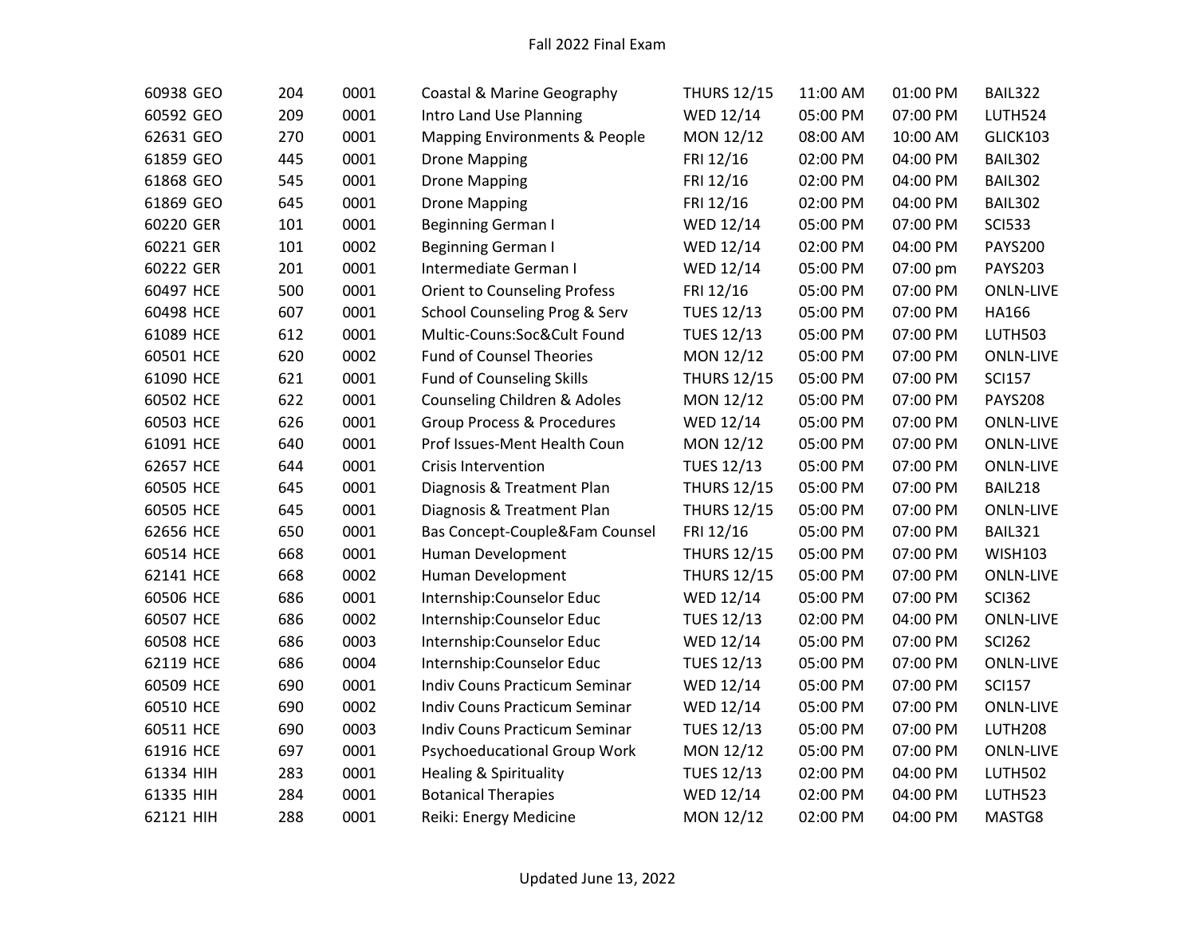# Fall 2022 Final Exam

| | | | | | | | |
|---|---|---|---|---|---|---|---|
| 60938 GEO | 204 | 0001 | Coastal & Marine Geography | THURS 12/15 | 11:00 AM | 01:00 PM | BAIL322 |
| 60592 GEO | 209 | 0001 | Intro Land Use Planning | WED 12/14 | 05:00 PM | 07:00 PM | LUTH524 |
| 62631 GEO | 270 | 0001 | Mapping Environments & People | MON 12/12 | 08:00 AM | 10:00 AM | GLICK103 |
| 61859 GEO | 445 | 0001 | Drone Mapping | FRI 12/16 | 02:00 PM | 04:00 PM | BAIL302 |
| 61868 GEO | 545 | 0001 | Drone Mapping | FRI 12/16 | 02:00 PM | 04:00 PM | BAIL302 |
| 61869 GEO | 645 | 0001 | Drone Mapping | FRI 12/16 | 02:00 PM | 04:00 PM | BAIL302 |
| 60220 GER | 101 | 0001 | Beginning German I | WED 12/14 | 05:00 PM | 07:00 PM | SCI533 |
| 60221 GER | 101 | 0002 | Beginning German I | WED 12/14 | 02:00 PM | 04:00 PM | PAYS200 |
| 60222 GER | 201 | 0001 | Intermediate German I | WED 12/14 | 05:00 PM | 07:00 pm | PAYS203 |
| 60497 HCE | 500 | 0001 | Orient to Counseling Profess | FRI 12/16 | 05:00 PM | 07:00 PM | ONLN-LIVE |
| 60498 HCE | 607 | 0001 | School Counseling Prog & Serv | TUES 12/13 | 05:00 PM | 07:00 PM | HA166 |
| 61089 HCE | 612 | 0001 | Multic-Couns:Soc&Cult Found | TUES 12/13 | 05:00 PM | 07:00 PM | LUTH503 |
| 60501 HCE | 620 | 0002 | Fund of Counsel Theories | MON 12/12 | 05:00 PM | 07:00 PM | ONLN-LIVE |
| 61090 HCE | 621 | 0001 | Fund of Counseling Skills | THURS 12/15 | 05:00 PM | 07:00 PM | SCI157 |
| 60502 HCE | 622 | 0001 | Counseling Children & Adoles | MON 12/12 | 05:00 PM | 07:00 PM | PAYS208 |
| 60503 HCE | 626 | 0001 | Group Process & Procedures | WED 12/14 | 05:00 PM | 07:00 PM | ONLN-LIVE |
| 61091 HCE | 640 | 0001 | Prof Issues-Ment Health Coun | MON 12/12 | 05:00 PM | 07:00 PM | ONLN-LIVE |
| 62657 HCE | 644 | 0001 | Crisis Intervention | TUES 12/13 | 05:00 PM | 07:00 PM | ONLN-LIVE |
| 60505 HCE | 645 | 0001 | Diagnosis & Treatment Plan | THURS 12/15 | 05:00 PM | 07:00 PM | BAIL218 |
| 60505 HCE | 645 | 0001 | Diagnosis & Treatment Plan | THURS 12/15 | 05:00 PM | 07:00 PM | ONLN-LIVE |
| 62656 HCE | 650 | 0001 | Bas Concept-Couple&Fam Counsel | FRI 12/16 | 05:00 PM | 07:00 PM | BAIL321 |
| 60514 HCE | 668 | 0001 | Human Development | THURS 12/15 | 05:00 PM | 07:00 PM | WISH103 |
| 62141 HCE | 668 | 0002 | Human Development | THURS 12/15 | 05:00 PM | 07:00 PM | ONLN-LIVE |
| 60506 HCE | 686 | 0001 | Internship:Counselor Educ | WED 12/14 | 05:00 PM | 07:00 PM | SCI362 |
| 60507 HCE | 686 | 0002 | Internship:Counselor Educ | TUES 12/13 | 02:00 PM | 04:00 PM | ONLN-LIVE |
| 60508 HCE | 686 | 0003 | Internship:Counselor Educ | WED 12/14 | 05:00 PM | 07:00 PM | SCI262 |
| 62119 HCE | 686 | 0004 | Internship:Counselor Educ | TUES 12/13 | 05:00 PM | 07:00 PM | ONLN-LIVE |
| 60509 HCE | 690 | 0001 | Indiv Couns Practicum Seminar | WED 12/14 | 05:00 PM | 07:00 PM | SCI157 |
| 60510 HCE | 690 | 0002 | Indiv Couns Practicum Seminar | WED 12/14 | 05:00 PM | 07:00 PM | ONLN-LIVE |
| 60511 HCE | 690 | 0003 | Indiv Couns Practicum Seminar | TUES 12/13 | 05:00 PM | 07:00 PM | LUTH208 |
| 61916 HCE | 697 | 0001 | Psychoeducational Group Work | MON 12/12 | 05:00 PM | 07:00 PM | ONLN-LIVE |
| 61334 HIH | 283 | 0001 | Healing & Spirituality | TUES 12/13 | 02:00 PM | 04:00 PM | LUTH502 |
| 61335 HIH | 284 | 0001 | Botanical Therapies | WED 12/14 | 02:00 PM | 04:00 PM | LUTH523 |
| 62121 HIH | 288 | 0001 | Reiki: Energy Medicine | MON 12/12 | 02:00 PM | 04:00 PM | MASTG8 |

Updated June 13, 2022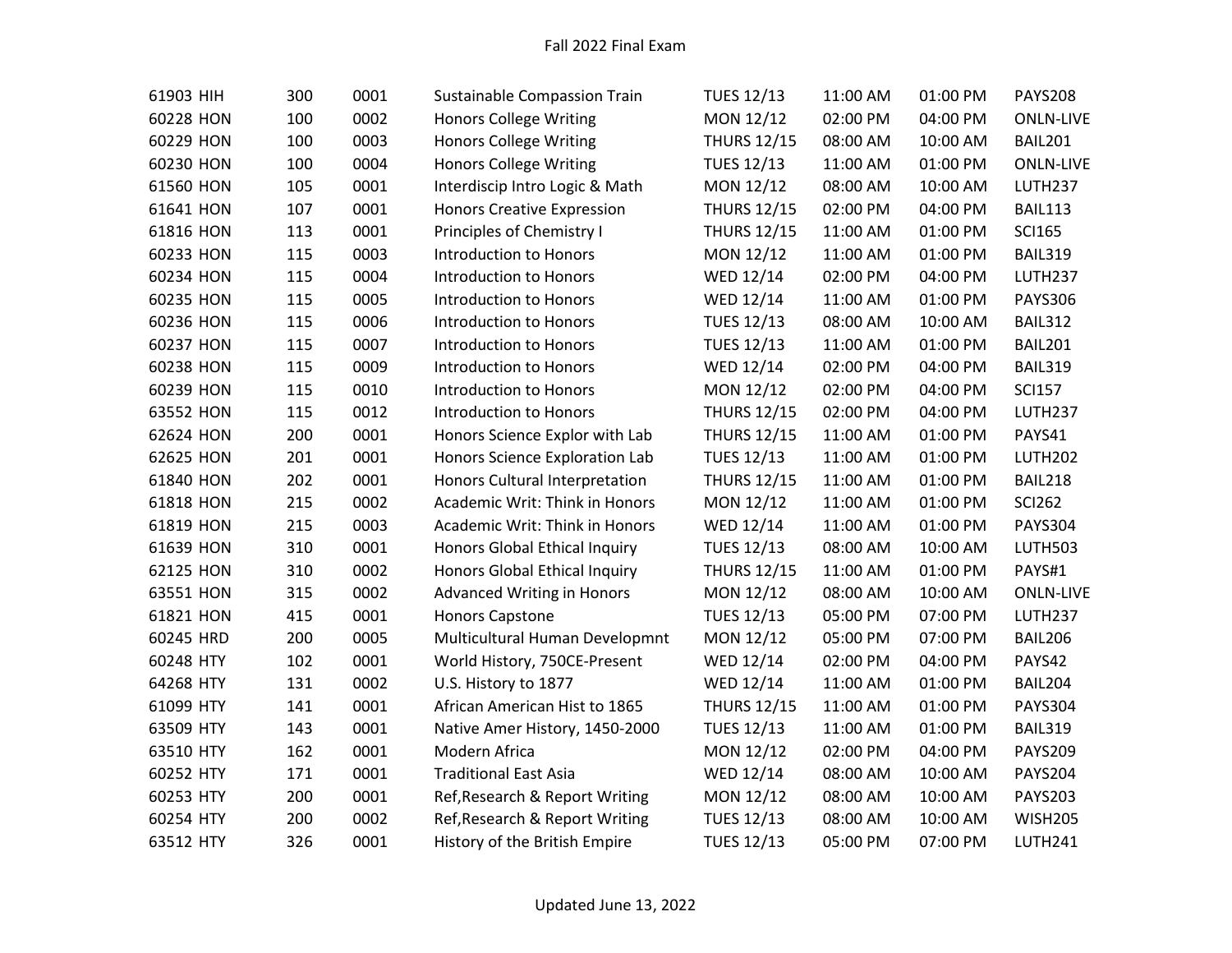| | | | | | | | |
|---|---|---|---|---|---|---|---|
| 61903 HIH | 300 | 0001 | Sustainable Compassion Train | TUES 12/13 | 11:00 AM | 01:00 PM | PAYS208 |
| 60228 HON | 100 | 0002 | Honors College Writing | MON 12/12 | 02:00 PM | 04:00 PM | ONLN-LIVE |
| 60229 HON | 100 | 0003 | Honors College Writing | THURS 12/15 | 08:00 AM | 10:00 AM | BAIL201 |
| 60230 HON | 100 | 0004 | Honors College Writing | TUES 12/13 | 11:00 AM | 01:00 PM | ONLN-LIVE |
| 61560 HON | 105 | 0001 | Interdiscip Intro Logic & Math | MON 12/12 | 08:00 AM | 10:00 AM | LUTH237 |
| 61641 HON | 107 | 0001 | Honors Creative Expression | THURS 12/15 | 02:00 PM | 04:00 PM | BAIL113 |
| 61816 HON | 113 | 0001 | Principles of Chemistry I | THURS 12/15 | 11:00 AM | 01:00 PM | SCI165 |
| 60233 HON | 115 | 0003 | Introduction to Honors | MON 12/12 | 11:00 AM | 01:00 PM | BAIL319 |
| 60234 HON | 115 | 0004 | Introduction to Honors | WED 12/14 | 02:00 PM | 04:00 PM | LUTH237 |
| 60235 HON | 115 | 0005 | Introduction to Honors | WED 12/14 | 11:00 AM | 01:00 PM | PAYS306 |
| 60236 HON | 115 | 0006 | Introduction to Honors | TUES 12/13 | 08:00 AM | 10:00 AM | BAIL312 |
| 60237 HON | 115 | 0007 | Introduction to Honors | TUES 12/13 | 11:00 AM | 01:00 PM | BAIL201 |
| 60238 HON | 115 | 0009 | Introduction to Honors | WED 12/14 | 02:00 PM | 04:00 PM | BAIL319 |
| 60239 HON | 115 | 0010 | Introduction to Honors | MON 12/12 | 02:00 PM | 04:00 PM | SCI157 |
| 63552 HON | 115 | 0012 | Introduction to Honors | THURS 12/15 | 02:00 PM | 04:00 PM | LUTH237 |
| 62624 HON | 200 | 0001 | Honors Science Explor with Lab | THURS 12/15 | 11:00 AM | 01:00 PM | PAYS41 |
| 62625 HON | 201 | 0001 | Honors Science Exploration Lab | TUES 12/13 | 11:00 AM | 01:00 PM | LUTH202 |
| 61840 HON | 202 | 0001 | Honors Cultural Interpretation | THURS 12/15 | 11:00 AM | 01:00 PM | BAIL218 |
| 61818 HON | 215 | 0002 | Academic Writ: Think in Honors | MON 12/12 | 11:00 AM | 01:00 PM | SCI262 |
| 61819 HON | 215 | 0003 | Academic Writ: Think in Honors | WED 12/14 | 11:00 AM | 01:00 PM | PAYS304 |
| 61639 HON | 310 | 0001 | Honors Global Ethical Inquiry | TUES 12/13 | 08:00 AM | 10:00 AM | LUTH503 |
| 62125 HON | 310 | 0002 | Honors Global Ethical Inquiry | THURS 12/15 | 11:00 AM | 01:00 PM | PAYS#1 |
| 63551 HON | 315 | 0002 | Advanced Writing in Honors | MON 12/12 | 08:00 AM | 10:00 AM | ONLN-LIVE |
| 61821 HON | 415 | 0001 | Honors Capstone | TUES 12/13 | 05:00 PM | 07:00 PM | LUTH237 |
| 60245 HRD | 200 | 0005 | Multicultural Human Developmnt | MON 12/12 | 05:00 PM | 07:00 PM | BAIL206 |
| 60248 HTY | 102 | 0001 | World History, 750CE-Present | WED 12/14 | 02:00 PM | 04:00 PM | PAYS42 |
| 64268 HTY | 131 | 0002 | U.S. History to 1877 | WED 12/14 | 11:00 AM | 01:00 PM | BAIL204 |
| 61099 HTY | 141 | 0001 | African American Hist to 1865 | THURS 12/15 | 11:00 AM | 01:00 PM | PAYS304 |
| 63509 HTY | 143 | 0001 | Native Amer History, 1450-2000 | TUES 12/13 | 11:00 AM | 01:00 PM | BAIL319 |
| 63510 HTY | 162 | 0001 | Modern Africa | MON 12/12 | 02:00 PM | 04:00 PM | PAYS209 |
| 60252 HTY | 171 | 0001 | Traditional East Asia | WED 12/14 | 08:00 AM | 10:00 AM | PAYS204 |
| 60253 HTY | 200 | 0001 | Ref,Research & Report Writing | MON 12/12 | 08:00 AM | 10:00 AM | PAYS203 |
| 60254 HTY | 200 | 0002 | Ref,Research & Report Writing | TUES 12/13 | 08:00 AM | 10:00 AM | WISH205 |
| 63512 HTY | 326 | 0001 | History of the British Empire | TUES 12/13 | 05:00 PM | 07:00 PM | LUTH241 |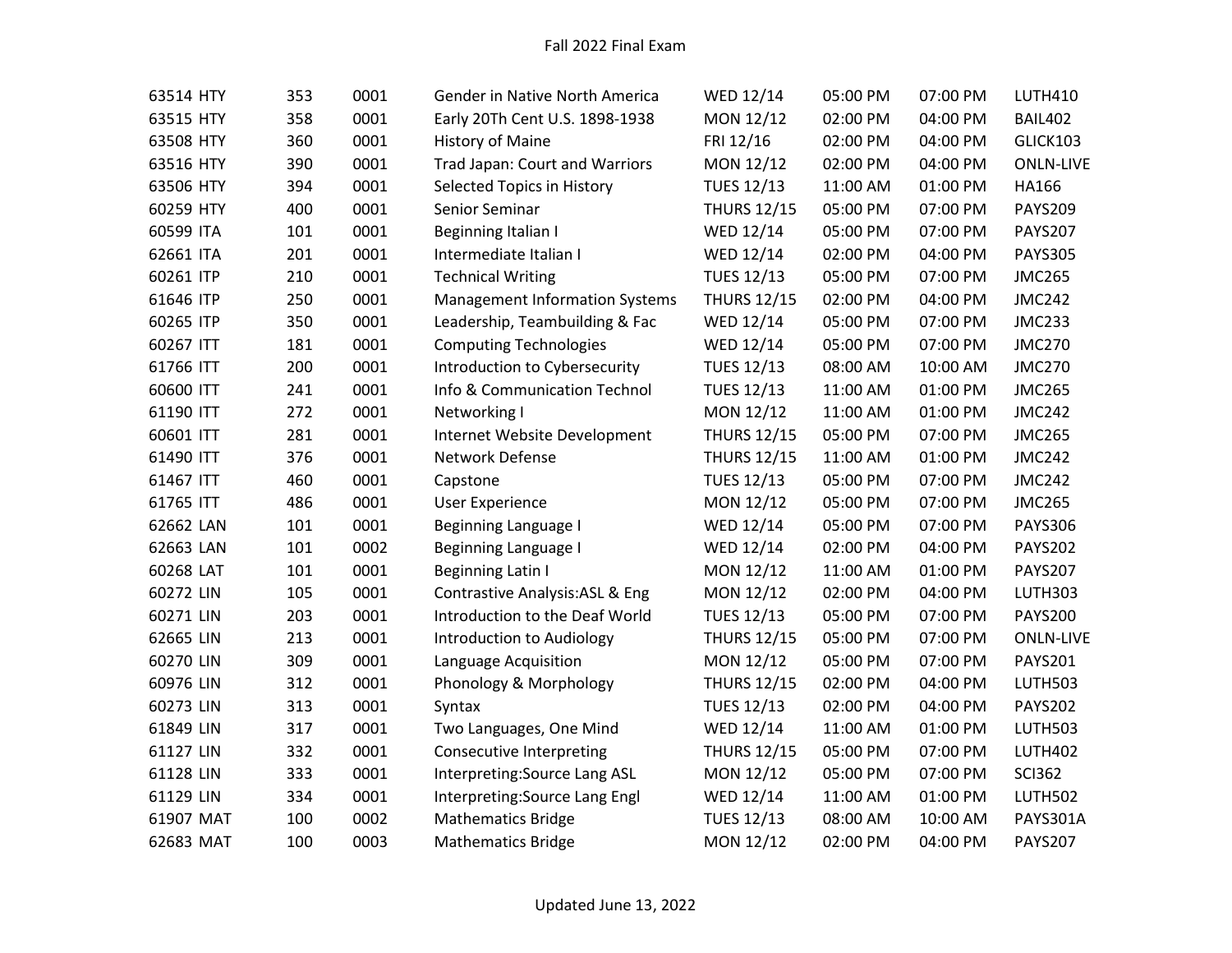| | | | | | | | |
|---|---|---|---|---|---|---|---|
| 63514 HTY | 353 | 0001 | Gender in Native North America | WED 12/14 | 05:00 PM | 07:00 PM | LUTH410 |
| 63515 HTY | 358 | 0001 | Early 20Th Cent U.S. 1898-1938 | MON 12/12 | 02:00 PM | 04:00 PM | BAIL402 |
| 63508 HTY | 360 | 0001 | History of Maine | FRI 12/16 | 02:00 PM | 04:00 PM | GLICK103 |
| 63516 HTY | 390 | 0001 | Trad Japan: Court and Warriors | MON 12/12 | 02:00 PM | 04:00 PM | ONLN-LIVE |
| 63506 HTY | 394 | 0001 | Selected Topics in History | TUES 12/13 | 11:00 AM | 01:00 PM | HA166 |
| 60259 HTY | 400 | 0001 | Senior Seminar | THURS 12/15 | 05:00 PM | 07:00 PM | PAYS209 |
| 60599 ITA | 101 | 0001 | Beginning Italian I | WED 12/14 | 05:00 PM | 07:00 PM | PAYS207 |
| 62661 ITA | 201 | 0001 | Intermediate Italian I | WED 12/14 | 02:00 PM | 04:00 PM | PAYS305 |
| 60261 ITP | 210 | 0001 | Technical Writing | TUES 12/13 | 05:00 PM | 07:00 PM | JMC265 |
| 61646 ITP | 250 | 0001 | Management Information Systems | THURS 12/15 | 02:00 PM | 04:00 PM | JMC242 |
| 60265 ITP | 350 | 0001 | Leadership, Teambuilding & Fac | WED 12/14 | 05:00 PM | 07:00 PM | JMC233 |
| 60267 ITT | 181 | 0001 | Computing Technologies | WED 12/14 | 05:00 PM | 07:00 PM | JMC270 |
| 61766 ITT | 200 | 0001 | Introduction to Cybersecurity | TUES 12/13 | 08:00 AM | 10:00 AM | JMC270 |
| 60600 ITT | 241 | 0001 | Info & Communication Technol | TUES 12/13 | 11:00 AM | 01:00 PM | JMC265 |
| 61190 ITT | 272 | 0001 | Networking I | MON 12/12 | 11:00 AM | 01:00 PM | JMC242 |
| 60601 ITT | 281 | 0001 | Internet Website Development | THURS 12/15 | 05:00 PM | 07:00 PM | JMC265 |
| 61490 ITT | 376 | 0001 | Network Defense | THURS 12/15 | 11:00 AM | 01:00 PM | JMC242 |
| 61467 ITT | 460 | 0001 | Capstone | TUES 12/13 | 05:00 PM | 07:00 PM | JMC242 |
| 61765 ITT | 486 | 0001 | User Experience | MON 12/12 | 05:00 PM | 07:00 PM | JMC265 |
| 62662 LAN | 101 | 0001 | Beginning Language I | WED 12/14 | 05:00 PM | 07:00 PM | PAYS306 |
| 62663 LAN | 101 | 0002 | Beginning Language I | WED 12/14 | 02:00 PM | 04:00 PM | PAYS202 |
| 60268 LAT | 101 | 0001 | Beginning Latin I | MON 12/12 | 11:00 AM | 01:00 PM | PAYS207 |
| 60272 LIN | 105 | 0001 | Contrastive Analysis:ASL & Eng | MON 12/12 | 02:00 PM | 04:00 PM | LUTH303 |
| 60271 LIN | 203 | 0001 | Introduction to the Deaf World | TUES 12/13 | 05:00 PM | 07:00 PM | PAYS200 |
| 62665 LIN | 213 | 0001 | Introduction to Audiology | THURS 12/15 | 05:00 PM | 07:00 PM | ONLN-LIVE |
| 60270 LIN | 309 | 0001 | Language Acquisition | MON 12/12 | 05:00 PM | 07:00 PM | PAYS201 |
| 60976 LIN | 312 | 0001 | Phonology & Morphology | THURS 12/15 | 02:00 PM | 04:00 PM | LUTH503 |
| 60273 LIN | 313 | 0001 | Syntax | TUES 12/13 | 02:00 PM | 04:00 PM | PAYS202 |
| 61849 LIN | 317 | 0001 | Two Languages, One Mind | WED 12/14 | 11:00 AM | 01:00 PM | LUTH503 |
| 61127 LIN | 332 | 0001 | Consecutive Interpreting | THURS 12/15 | 05:00 PM | 07:00 PM | LUTH402 |
| 61128 LIN | 333 | 0001 | Interpreting:Source Lang ASL | MON 12/12 | 05:00 PM | 07:00 PM | SCI362 |
| 61129 LIN | 334 | 0001 | Interpreting:Source Lang Engl | WED 12/14 | 11:00 AM | 01:00 PM | LUTH502 |
| 61907 MAT | 100 | 0002 | Mathematics Bridge | TUES 12/13 | 08:00 AM | 10:00 AM | PAYS301A |
| 62683 MAT | 100 | 0003 | Mathematics Bridge | MON 12/12 | 02:00 PM | 04:00 PM | PAYS207 |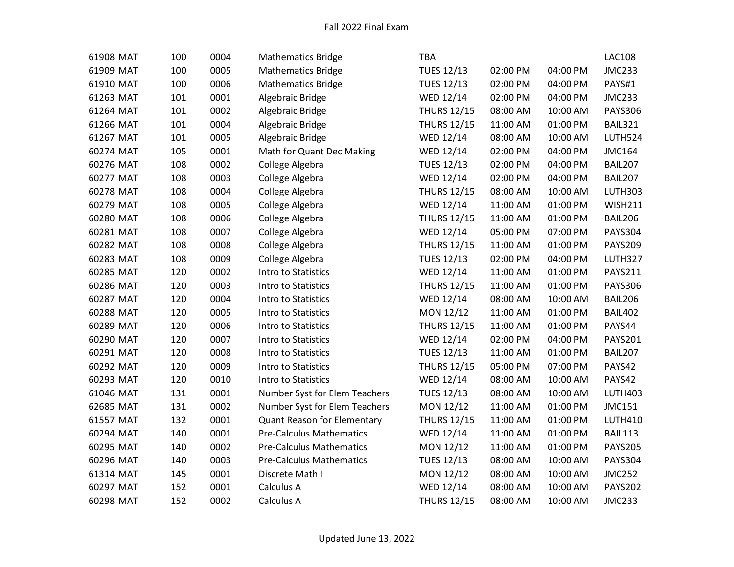Fall 2022 Final Exam

| | | | | | | | | |
|---|---|---|---|---|---|---|---|---|
| 61908 | MAT | 100 | 0004 | Mathematics Bridge | TBA | | | LAC108 |
| 61909 | MAT | 100 | 0005 | Mathematics Bridge | TUES 12/13 | 02:00 PM | 04:00 PM | JMC233 |
| 61910 | MAT | 100 | 0006 | Mathematics Bridge | TUES 12/13 | 02:00 PM | 04:00 PM | PAYS#1 |
| 61263 | MAT | 101 | 0001 | Algebraic Bridge | WED 12/14 | 02:00 PM | 04:00 PM | JMC233 |
| 61264 | MAT | 101 | 0002 | Algebraic Bridge | THURS 12/15 | 08:00 AM | 10:00 AM | PAYS306 |
| 61266 | MAT | 101 | 0004 | Algebraic Bridge | THURS 12/15 | 11:00 AM | 01:00 PM | BAIL321 |
| 61267 | MAT | 101 | 0005 | Algebraic Bridge | WED 12/14 | 08:00 AM | 10:00 AM | LUTH524 |
| 60274 | MAT | 105 | 0001 | Math for Quant Dec Making | WED 12/14 | 02:00 PM | 04:00 PM | JMC164 |
| 60276 | MAT | 108 | 0002 | College Algebra | TUES 12/13 | 02:00 PM | 04:00 PM | BAIL207 |
| 60277 | MAT | 108 | 0003 | College Algebra | WED 12/14 | 02:00 PM | 04:00 PM | BAIL207 |
| 60278 | MAT | 108 | 0004 | College Algebra | THURS 12/15 | 08:00 AM | 10:00 AM | LUTH303 |
| 60279 | MAT | 108 | 0005 | College Algebra | WED 12/14 | 11:00 AM | 01:00 PM | WISH211 |
| 60280 | MAT | 108 | 0006 | College Algebra | THURS 12/15 | 11:00 AM | 01:00 PM | BAIL206 |
| 60281 | MAT | 108 | 0007 | College Algebra | WED 12/14 | 05:00 PM | 07:00 PM | PAYS304 |
| 60282 | MAT | 108 | 0008 | College Algebra | THURS 12/15 | 11:00 AM | 01:00 PM | PAYS209 |
| 60283 | MAT | 108 | 0009 | College Algebra | TUES 12/13 | 02:00 PM | 04:00 PM | LUTH327 |
| 60285 | MAT | 120 | 0002 | Intro to Statistics | WED 12/14 | 11:00 AM | 01:00 PM | PAYS211 |
| 60286 | MAT | 120 | 0003 | Intro to Statistics | THURS 12/15 | 11:00 AM | 01:00 PM | PAYS306 |
| 60287 | MAT | 120 | 0004 | Intro to Statistics | WED 12/14 | 08:00 AM | 10:00 AM | BAIL206 |
| 60288 | MAT | 120 | 0005 | Intro to Statistics | MON 12/12 | 11:00 AM | 01:00 PM | BAIL402 |
| 60289 | MAT | 120 | 0006 | Intro to Statistics | THURS 12/15 | 11:00 AM | 01:00 PM | PAYS44 |
| 60290 | MAT | 120 | 0007 | Intro to Statistics | WED 12/14 | 02:00 PM | 04:00 PM | PAYS201 |
| 60291 | MAT | 120 | 0008 | Intro to Statistics | TUES 12/13 | 11:00 AM | 01:00 PM | BAIL207 |
| 60292 | MAT | 120 | 0009 | Intro to Statistics | THURS 12/15 | 05:00 PM | 07:00 PM | PAYS42 |
| 60293 | MAT | 120 | 0010 | Intro to Statistics | WED 12/14 | 08:00 AM | 10:00 AM | PAYS42 |
| 61046 | MAT | 131 | 0001 | Number Syst for Elem Teachers | TUES 12/13 | 08:00 AM | 10:00 AM | LUTH403 |
| 62685 | MAT | 131 | 0002 | Number Syst for Elem Teachers | MON 12/12 | 11:00 AM | 01:00 PM | JMC151 |
| 61557 | MAT | 132 | 0001 | Quant Reason for Elementary | THURS 12/15 | 11:00 AM | 01:00 PM | LUTH410 |
| 60294 | MAT | 140 | 0001 | Pre-Calculus Mathematics | WED 12/14 | 11:00 AM | 01:00 PM | BAIL113 |
| 60295 | MAT | 140 | 0002 | Pre-Calculus Mathematics | MON 12/12 | 11:00 AM | 01:00 PM | PAYS205 |
| 60296 | MAT | 140 | 0003 | Pre-Calculus Mathematics | TUES 12/13 | 08:00 AM | 10:00 AM | PAYS304 |
| 61314 | MAT | 145 | 0001 | Discrete Math I | MON 12/12 | 08:00 AM | 10:00 AM | JMC252 |
| 60297 | MAT | 152 | 0001 | Calculus A | WED 12/14 | 08:00 AM | 10:00 AM | PAYS202 |
| 60298 | MAT | 152 | 0002 | Calculus A | THURS 12/15 | 08:00 AM | 10:00 AM | JMC233 |

Updated June 13, 2022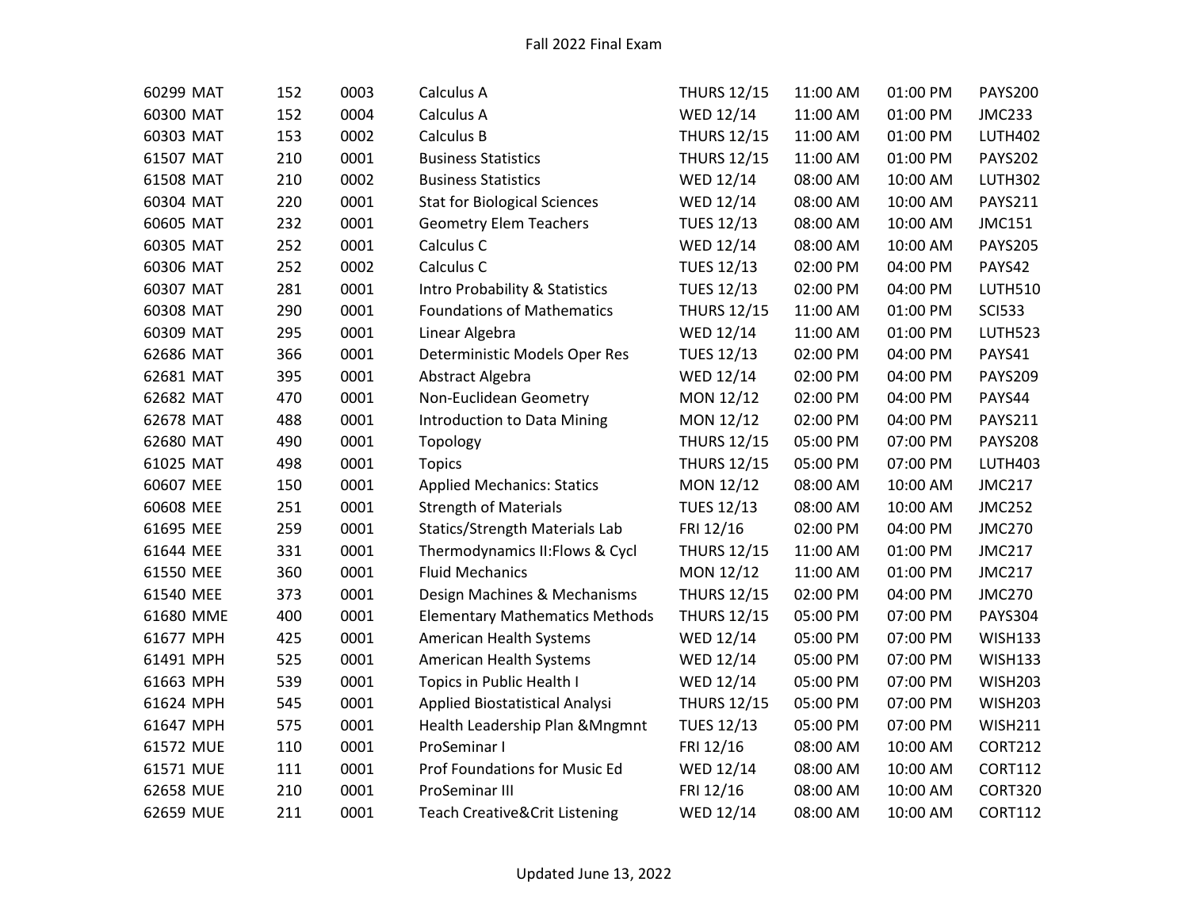# Fall 2022 Final Exam

| | | | | | | | | |
|---|---|---|---|---|---|---|---|---|
| 60299 | MAT | 152 | 0003 | Calculus A | THURS 12/15 | 11:00 AM | 01:00 PM | PAYS200 |
| 60300 | MAT | 152 | 0004 | Calculus A | WED 12/14 | 11:00 AM | 01:00 PM | JMC233 |
| 60303 | MAT | 153 | 0002 | Calculus B | THURS 12/15 | 11:00 AM | 01:00 PM | LUTH402 |
| 61507 | MAT | 210 | 0001 | Business Statistics | THURS 12/15 | 11:00 AM | 01:00 PM | PAYS202 |
| 61508 | MAT | 210 | 0002 | Business Statistics | WED 12/14 | 08:00 AM | 10:00 AM | LUTH302 |
| 60304 | MAT | 220 | 0001 | Stat for Biological Sciences | WED 12/14 | 08:00 AM | 10:00 AM | PAYS211 |
| 60605 | MAT | 232 | 0001 | Geometry Elem Teachers | TUES 12/13 | 08:00 AM | 10:00 AM | JMC151 |
| 60305 | MAT | 252 | 0001 | Calculus C | WED 12/14 | 08:00 AM | 10:00 AM | PAYS205 |
| 60306 | MAT | 252 | 0002 | Calculus C | TUES 12/13 | 02:00 PM | 04:00 PM | PAYS42 |
| 60307 | MAT | 281 | 0001 | Intro Probability & Statistics | TUES 12/13 | 02:00 PM | 04:00 PM | LUTH510 |
| 60308 | MAT | 290 | 0001 | Foundations of Mathematics | THURS 12/15 | 11:00 AM | 01:00 PM | SCI533 |
| 60309 | MAT | 295 | 0001 | Linear Algebra | WED 12/14 | 11:00 AM | 01:00 PM | LUTH523 |
| 62686 | MAT | 366 | 0001 | Deterministic Models Oper Res | TUES 12/13 | 02:00 PM | 04:00 PM | PAYS41 |
| 62681 | MAT | 395 | 0001 | Abstract Algebra | WED 12/14 | 02:00 PM | 04:00 PM | PAYS209 |
| 62682 | MAT | 470 | 0001 | Non-Euclidean Geometry | MON 12/12 | 02:00 PM | 04:00 PM | PAYS44 |
| 62678 | MAT | 488 | 0001 | Introduction to Data Mining | MON 12/12 | 02:00 PM | 04:00 PM | PAYS211 |
| 62680 | MAT | 490 | 0001 | Topology | THURS 12/15 | 05:00 PM | 07:00 PM | PAYS208 |
| 61025 | MAT | 498 | 0001 | Topics | THURS 12/15 | 05:00 PM | 07:00 PM | LUTH403 |
| 60607 | MEE | 150 | 0001 | Applied Mechanics: Statics | MON 12/12 | 08:00 AM | 10:00 AM | JMC217 |
| 60608 | MEE | 251 | 0001 | Strength of Materials | TUES 12/13 | 08:00 AM | 10:00 AM | JMC252 |
| 61695 | MEE | 259 | 0001 | Statics/Strength Materials Lab | FRI 12/16 | 02:00 PM | 04:00 PM | JMC270 |
| 61644 | MEE | 331 | 0001 | Thermodynamics II:Flows & Cycl | THURS 12/15 | 11:00 AM | 01:00 PM | JMC217 |
| 61550 | MEE | 360 | 0001 | Fluid Mechanics | MON 12/12 | 11:00 AM | 01:00 PM | JMC217 |
| 61540 | MEE | 373 | 0001 | Design Machines & Mechanisms | THURS 12/15 | 02:00 PM | 04:00 PM | JMC270 |
| 61680 | MME | 400 | 0001 | Elementary Mathematics Methods | THURS 12/15 | 05:00 PM | 07:00 PM | PAYS304 |
| 61677 | MPH | 425 | 0001 | American Health Systems | WED 12/14 | 05:00 PM | 07:00 PM | WISH133 |
| 61491 | MPH | 525 | 0001 | American Health Systems | WED 12/14 | 05:00 PM | 07:00 PM | WISH133 |
| 61663 | MPH | 539 | 0001 | Topics in Public Health I | WED 12/14 | 05:00 PM | 07:00 PM | WISH203 |
| 61624 | MPH | 545 | 0001 | Applied Biostatistical Analysi | THURS 12/15 | 05:00 PM | 07:00 PM | WISH203 |
| 61647 | MPH | 575 | 0001 | Health Leadership Plan &Mngmnt | TUES 12/13 | 05:00 PM | 07:00 PM | WISH211 |
| 61572 | MUE | 110 | 0001 | ProSeminar I | FRI 12/16 | 08:00 AM | 10:00 AM | CORT212 |
| 61571 | MUE | 111 | 0001 | Prof Foundations for Music Ed | WED 12/14 | 08:00 AM | 10:00 AM | CORT112 |
| 62658 | MUE | 210 | 0001 | ProSeminar III | FRI 12/16 | 08:00 AM | 10:00 AM | CORT320 |
| 62659 | MUE | 211 | 0001 | Teach Creative&Crit Listening | WED 12/14 | 08:00 AM | 10:00 AM | CORT112 |

Updated June 13, 2022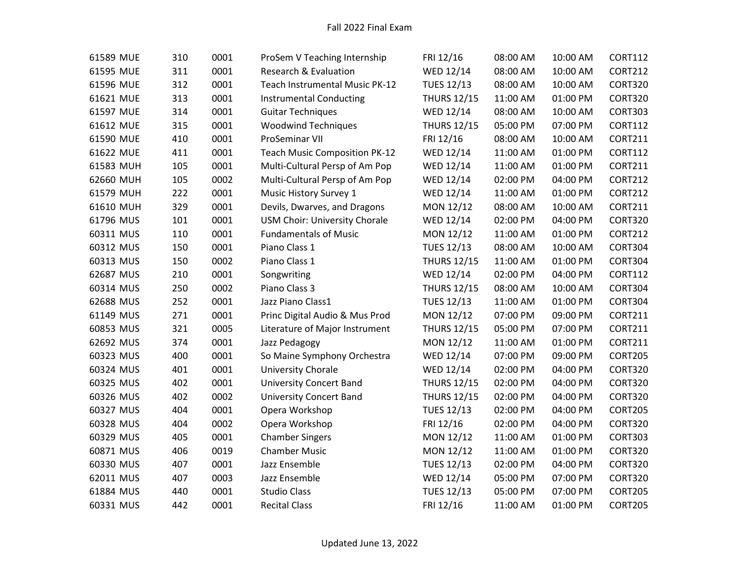| | | | | | | | |
|---|---|---|---|---|---|---|---|
| 61589 MUE | 310 | 0001 | ProSem V Teaching Internship | FRI 12/16 | 08:00 AM | 10:00 AM | CORT112 |
| 61595 MUE | 311 | 0001 | Research & Evaluation | WED 12/14 | 08:00 AM | 10:00 AM | CORT212 |
| 61596 MUE | 312 | 0001 | Teach Instrumental Music PK-12 | TUES 12/13 | 08:00 AM | 10:00 AM | CORT320 |
| 61621 MUE | 313 | 0001 | Instrumental Conducting | THURS 12/15 | 11:00 AM | 01:00 PM | CORT320 |
| 61597 MUE | 314 | 0001 | Guitar Techniques | WED 12/14 | 08:00 AM | 10:00 AM | CORT303 |
| 61612 MUE | 315 | 0001 | Woodwind Techniques | THURS 12/15 | 05:00 PM | 07:00 PM | CORT112 |
| 61590 MUE | 410 | 0001 | ProSeminar VII | FRI 12/16 | 08:00 AM | 10:00 AM | CORT211 |
| 61622 MUE | 411 | 0001 | Teach Music Composition PK-12 | WED 12/14 | 11:00 AM | 01:00 PM | CORT112 |
| 61583 MUH | 105 | 0001 | Multi-Cultural Persp of Am Pop | WED 12/14 | 11:00 AM | 01:00 PM | CORT211 |
| 62660 MUH | 105 | 0002 | Multi-Cultural Persp of Am Pop | WED 12/14 | 02:00 PM | 04:00 PM | CORT212 |
| 61579 MUH | 222 | 0001 | Music History Survey 1 | WED 12/14 | 11:00 AM | 01:00 PM | CORT212 |
| 61610 MUH | 329 | 0001 | Devils, Dwarves, and Dragons | MON 12/12 | 08:00 AM | 10:00 AM | CORT211 |
| 61796 MUS | 101 | 0001 | USM Choir: University Chorale | WED 12/14 | 02:00 PM | 04:00 PM | CORT320 |
| 60311 MUS | 110 | 0001 | Fundamentals of Music | MON 12/12 | 11:00 AM | 01:00 PM | CORT212 |
| 60312 MUS | 150 | 0001 | Piano Class 1 | TUES 12/13 | 08:00 AM | 10:00 AM | CORT304 |
| 60313 MUS | 150 | 0002 | Piano Class 1 | THURS 12/15 | 11:00 AM | 01:00 PM | CORT304 |
| 62687 MUS | 210 | 0001 | Songwriting | WED 12/14 | 02:00 PM | 04:00 PM | CORT112 |
| 60314 MUS | 250 | 0002 | Piano Class 3 | THURS 12/15 | 08:00 AM | 10:00 AM | CORT304 |
| 62688 MUS | 252 | 0001 | Jazz Piano Class1 | TUES 12/13 | 11:00 AM | 01:00 PM | CORT304 |
| 61149 MUS | 271 | 0001 | Princ Digital Audio & Mus Prod | MON 12/12 | 07:00 PM | 09:00 PM | CORT211 |
| 60853 MUS | 321 | 0005 | Literature of Major Instrument | THURS 12/15 | 05:00 PM | 07:00 PM | CORT211 |
| 62692 MUS | 374 | 0001 | Jazz Pedagogy | MON 12/12 | 11:00 AM | 01:00 PM | CORT211 |
| 60323 MUS | 400 | 0001 | So Maine Symphony Orchestra | WED 12/14 | 07:00 PM | 09:00 PM | CORT205 |
| 60324 MUS | 401 | 0001 | University Chorale | WED 12/14 | 02:00 PM | 04:00 PM | CORT320 |
| 60325 MUS | 402 | 0001 | University Concert Band | THURS 12/15 | 02:00 PM | 04:00 PM | CORT320 |
| 60326 MUS | 402 | 0002 | University Concert Band | THURS 12/15 | 02:00 PM | 04:00 PM | CORT320 |
| 60327 MUS | 404 | 0001 | Opera Workshop | TUES 12/13 | 02:00 PM | 04:00 PM | CORT205 |
| 60328 MUS | 404 | 0002 | Opera Workshop | FRI 12/16 | 02:00 PM | 04:00 PM | CORT320 |
| 60329 MUS | 405 | 0001 | Chamber Singers | MON 12/12 | 11:00 AM | 01:00 PM | CORT303 |
| 60871 MUS | 406 | 0019 | Chamber Music | MON 12/12 | 11:00 AM | 01:00 PM | CORT320 |
| 60330 MUS | 407 | 0001 | Jazz Ensemble | TUES 12/13 | 02:00 PM | 04:00 PM | CORT320 |
| 62011 MUS | 407 | 0003 | Jazz Ensemble | WED 12/14 | 05:00 PM | 07:00 PM | CORT320 |
| 61884 MUS | 440 | 0001 | Studio Class | TUES 12/13 | 05:00 PM | 07:00 PM | CORT205 |
| 60331 MUS | 442 | 0001 | Recital Class | FRI 12/16 | 11:00 AM | 01:00 PM | CORT205 |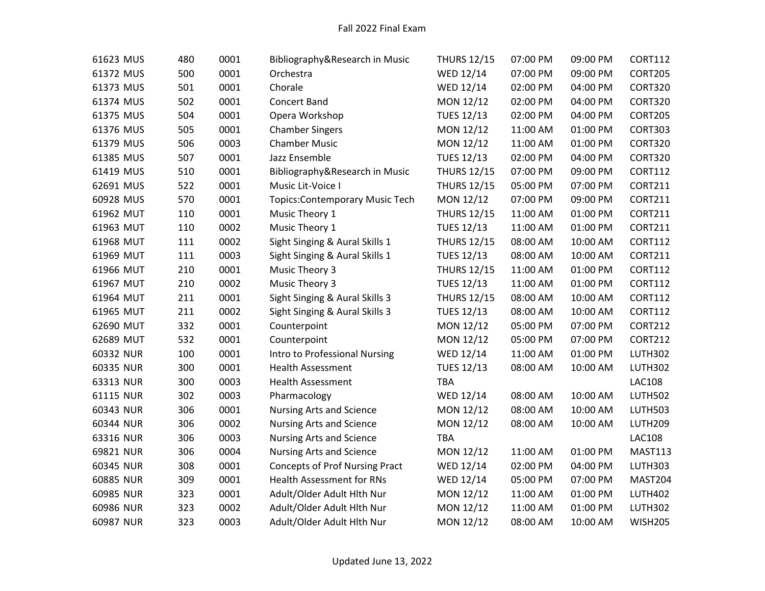| | | | | | | | |
|---|---|---|---|---|---|---|---|
| 61623 MUS | 480 | 0001 | Bibliography&Research in Music | THURS 12/15 | 07:00 PM | 09:00 PM | CORT112 |
| 61372 MUS | 500 | 0001 | Orchestra | WED 12/14 | 07:00 PM | 09:00 PM | CORT205 |
| 61373 MUS | 501 | 0001 | Chorale | WED 12/14 | 02:00 PM | 04:00 PM | CORT320 |
| 61374 MUS | 502 | 0001 | Concert Band | MON 12/12 | 02:00 PM | 04:00 PM | CORT320 |
| 61375 MUS | 504 | 0001 | Opera Workshop | TUES 12/13 | 02:00 PM | 04:00 PM | CORT205 |
| 61376 MUS | 505 | 0001 | Chamber Singers | MON 12/12 | 11:00 AM | 01:00 PM | CORT303 |
| 61379 MUS | 506 | 0003 | Chamber Music | MON 12/12 | 11:00 AM | 01:00 PM | CORT320 |
| 61385 MUS | 507 | 0001 | Jazz Ensemble | TUES 12/13 | 02:00 PM | 04:00 PM | CORT320 |
| 61419 MUS | 510 | 0001 | Bibliography&Research in Music | THURS 12/15 | 07:00 PM | 09:00 PM | CORT112 |
| 62691 MUS | 522 | 0001 | Music Lit-Voice I | THURS 12/15 | 05:00 PM | 07:00 PM | CORT211 |
| 60928 MUS | 570 | 0001 | Topics:Contemporary Music Tech | MON 12/12 | 07:00 PM | 09:00 PM | CORT211 |
| 61962 MUT | 110 | 0001 | Music Theory 1 | THURS 12/15 | 11:00 AM | 01:00 PM | CORT211 |
| 61963 MUT | 110 | 0002 | Music Theory 1 | TUES 12/13 | 11:00 AM | 01:00 PM | CORT211 |
| 61968 MUT | 111 | 0002 | Sight Singing & Aural Skills 1 | THURS 12/15 | 08:00 AM | 10:00 AM | CORT112 |
| 61969 MUT | 111 | 0003 | Sight Singing & Aural Skills 1 | TUES 12/13 | 08:00 AM | 10:00 AM | CORT211 |
| 61966 MUT | 210 | 0001 | Music Theory 3 | THURS 12/15 | 11:00 AM | 01:00 PM | CORT112 |
| 61967 MUT | 210 | 0002 | Music Theory 3 | TUES 12/13 | 11:00 AM | 01:00 PM | CORT112 |
| 61964 MUT | 211 | 0001 | Sight Singing & Aural Skills 3 | THURS 12/15 | 08:00 AM | 10:00 AM | CORT112 |
| 61965 MUT | 211 | 0002 | Sight Singing & Aural Skills 3 | TUES 12/13 | 08:00 AM | 10:00 AM | CORT112 |
| 62690 MUT | 332 | 0001 | Counterpoint | MON 12/12 | 05:00 PM | 07:00 PM | CORT212 |
| 62689 MUT | 532 | 0001 | Counterpoint | MON 12/12 | 05:00 PM | 07:00 PM | CORT212 |
| 60332 NUR | 100 | 0001 | Intro to Professional Nursing | WED 12/14 | 11:00 AM | 01:00 PM | LUTH302 |
| 60335 NUR | 300 | 0001 | Health Assessment | TUES 12/13 | 08:00 AM | 10:00 AM | LUTH302 |
| 63313 NUR | 300 | 0003 | Health Assessment | TBA | | | LAC108 |
| 61115 NUR | 302 | 0003 | Pharmacology | WED 12/14 | 08:00 AM | 10:00 AM | LUTH502 |
| 60343 NUR | 306 | 0001 | Nursing Arts and Science | MON 12/12 | 08:00 AM | 10:00 AM | LUTH503 |
| 60344 NUR | 306 | 0002 | Nursing Arts and Science | MON 12/12 | 08:00 AM | 10:00 AM | LUTH209 |
| 63316 NUR | 306 | 0003 | Nursing Arts and Science | TBA | | | LAC108 |
| 69821 NUR | 306 | 0004 | Nursing Arts and Science | MON 12/12 | 11:00 AM | 01:00 PM | MAST113 |
| 60345 NUR | 308 | 0001 | Concepts of Prof Nursing Pract | WED 12/14 | 02:00 PM | 04:00 PM | LUTH303 |
| 60885 NUR | 309 | 0001 | Health Assessment for RNs | WED 12/14 | 05:00 PM | 07:00 PM | MAST204 |
| 60985 NUR | 323 | 0001 | Adult/Older Adult Hlth Nur | MON 12/12 | 11:00 AM | 01:00 PM | LUTH402 |
| 60986 NUR | 323 | 0002 | Adult/Older Adult Hlth Nur | MON 12/12 | 11:00 AM | 01:00 PM | LUTH302 |
| 60987 NUR | 323 | 0003 | Adult/Older Adult Hlth Nur | MON 12/12 | 08:00 AM | 10:00 AM | WISH205 |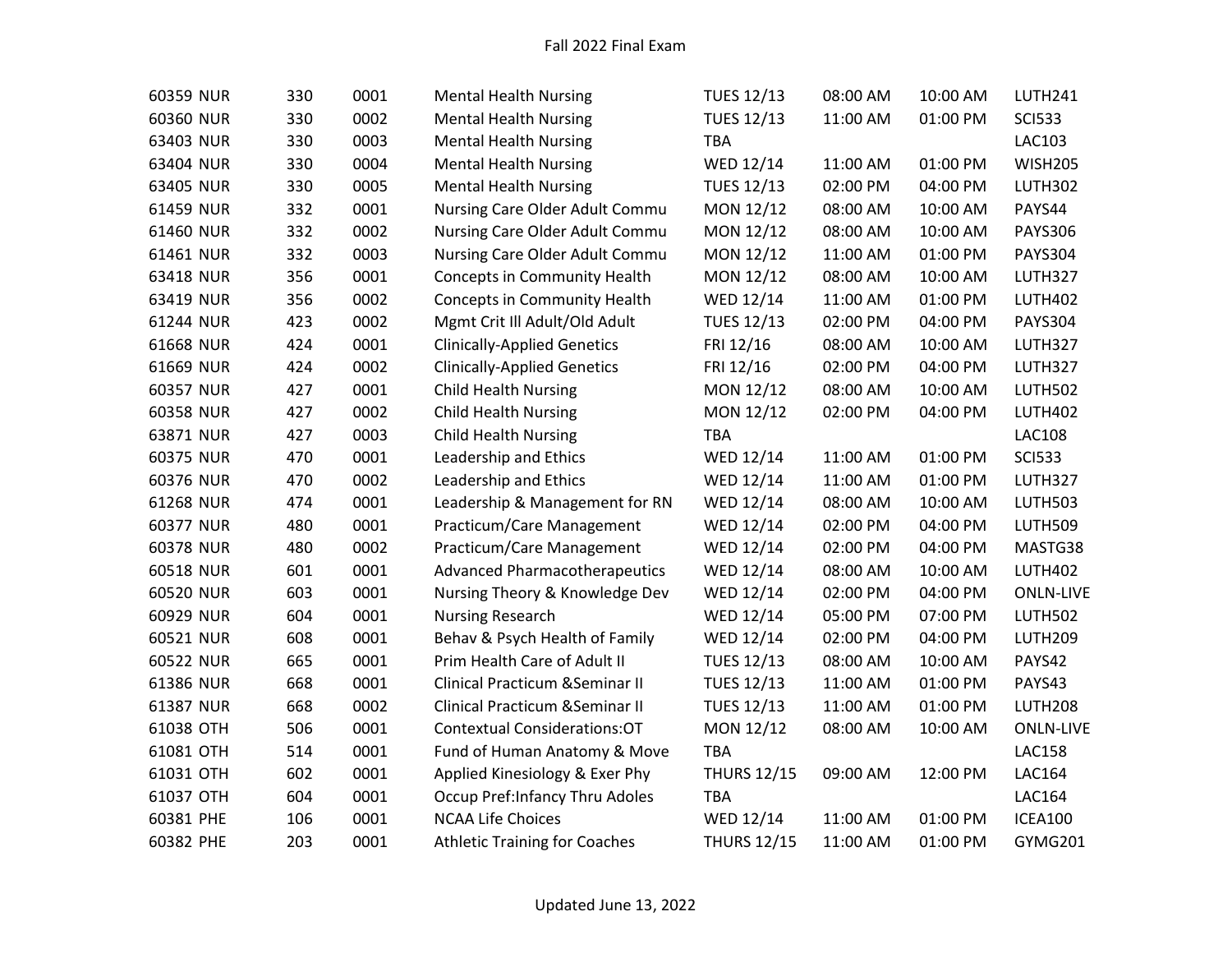| | | | | | | | |
|---|---|---|---|---|---|---|---|
| 60359 NUR | 330 | 0001 | Mental Health Nursing | TUES 12/13 | 08:00 AM | 10:00 AM | LUTH241 |
| 60360 NUR | 330 | 0002 | Mental Health Nursing | TUES 12/13 | 11:00 AM | 01:00 PM | SCI533 |
| 63403 NUR | 330 | 0003 | Mental Health Nursing | TBA | | | LAC103 |
| 63404 NUR | 330 | 0004 | Mental Health Nursing | WED 12/14 | 11:00 AM | 01:00 PM | WISH205 |
| 63405 NUR | 330 | 0005 | Mental Health Nursing | TUES 12/13 | 02:00 PM | 04:00 PM | LUTH302 |
| 61459 NUR | 332 | 0001 | Nursing Care Older Adult Commu | MON 12/12 | 08:00 AM | 10:00 AM | PAYS44 |
| 61460 NUR | 332 | 0002 | Nursing Care Older Adult Commu | MON 12/12 | 08:00 AM | 10:00 AM | PAYS306 |
| 61461 NUR | 332 | 0003 | Nursing Care Older Adult Commu | MON 12/12 | 11:00 AM | 01:00 PM | PAYS304 |
| 63418 NUR | 356 | 0001 | Concepts in Community Health | MON 12/12 | 08:00 AM | 10:00 AM | LUTH327 |
| 63419 NUR | 356 | 0002 | Concepts in Community Health | WED 12/14 | 11:00 AM | 01:00 PM | LUTH402 |
| 61244 NUR | 423 | 0002 | Mgmt Crit Ill Adult/Old Adult | TUES 12/13 | 02:00 PM | 04:00 PM | PAYS304 |
| 61668 NUR | 424 | 0001 | Clinically-Applied Genetics | FRI 12/16 | 08:00 AM | 10:00 AM | LUTH327 |
| 61669 NUR | 424 | 0002 | Clinically-Applied Genetics | FRI 12/16 | 02:00 PM | 04:00 PM | LUTH327 |
| 60357 NUR | 427 | 0001 | Child Health Nursing | MON 12/12 | 08:00 AM | 10:00 AM | LUTH502 |
| 60358 NUR | 427 | 0002 | Child Health Nursing | MON 12/12 | 02:00 PM | 04:00 PM | LUTH402 |
| 63871 NUR | 427 | 0003 | Child Health Nursing | TBA | | | LAC108 |
| 60375 NUR | 470 | 0001 | Leadership and Ethics | WED 12/14 | 11:00 AM | 01:00 PM | SCI533 |
| 60376 NUR | 470 | 0002 | Leadership and Ethics | WED 12/14 | 11:00 AM | 01:00 PM | LUTH327 |
| 61268 NUR | 474 | 0001 | Leadership & Management for RN | WED 12/14 | 08:00 AM | 10:00 AM | LUTH503 |
| 60377 NUR | 480 | 0001 | Practicum/Care Management | WED 12/14 | 02:00 PM | 04:00 PM | LUTH509 |
| 60378 NUR | 480 | 0002 | Practicum/Care Management | WED 12/14 | 02:00 PM | 04:00 PM | MASTG38 |
| 60518 NUR | 601 | 0001 | Advanced Pharmacotherapeutics | WED 12/14 | 08:00 AM | 10:00 AM | LUTH402 |
| 60520 NUR | 603 | 0001 | Nursing Theory & Knowledge Dev | WED 12/14 | 02:00 PM | 04:00 PM | ONLN-LIVE |
| 60929 NUR | 604 | 0001 | Nursing Research | WED 12/14 | 05:00 PM | 07:00 PM | LUTH502 |
| 60521 NUR | 608 | 0001 | Behav & Psych Health of Family | WED 12/14 | 02:00 PM | 04:00 PM | LUTH209 |
| 60522 NUR | 665 | 0001 | Prim Health Care of Adult II | TUES 12/13 | 08:00 AM | 10:00 AM | PAYS42 |
| 61386 NUR | 668 | 0001 | Clinical Practicum &Seminar II | TUES 12/13 | 11:00 AM | 01:00 PM | PAYS43 |
| 61387 NUR | 668 | 0002 | Clinical Practicum &Seminar II | TUES 12/13 | 11:00 AM | 01:00 PM | LUTH208 |
| 61038 OTH | 506 | 0001 | Contextual Considerations:OT | MON 12/12 | 08:00 AM | 10:00 AM | ONLN-LIVE |
| 61081 OTH | 514 | 0001 | Fund of Human Anatomy & Move | TBA | | | LAC158 |
| 61031 OTH | 602 | 0001 | Applied Kinesiology & Exer Phy | THURS 12/15 | 09:00 AM | 12:00 PM | LAC164 |
| 61037 OTH | 604 | 0001 | Occup Pref:Infancy Thru Adoles | TBA | | | LAC164 |
| 60381 PHE | 106 | 0001 | NCAA Life Choices | WED 12/14 | 11:00 AM | 01:00 PM | ICEA100 |
| 60382 PHE | 203 | 0001 | Athletic Training for Coaches | THURS 12/15 | 11:00 AM | 01:00 PM | GYMG201 |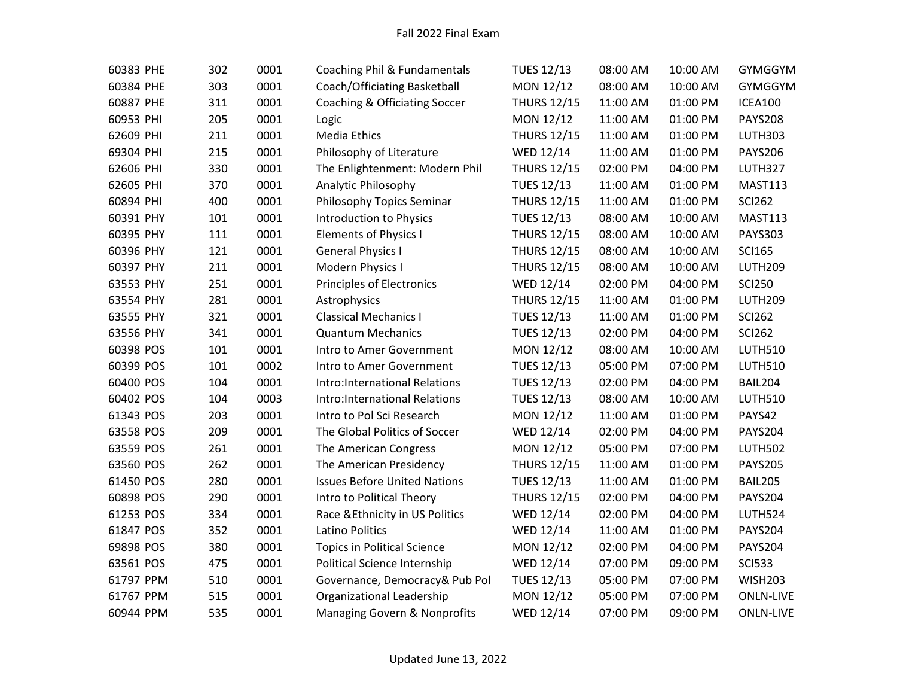| | | | | | | | | |
|---|---|---|---|---|---|---|---|---|
| 60383 | PHE | 302 | 0001 | Coaching Phil & Fundamentals | TUES 12/13 | 08:00 AM | 10:00 AM | GYMGGYM |
| 60384 | PHE | 303 | 0001 | Coach/Officiating Basketball | MON 12/12 | 08:00 AM | 10:00 AM | GYMGGYM |
| 60887 | PHE | 311 | 0001 | Coaching & Officiating Soccer | THURS 12/15 | 11:00 AM | 01:00 PM | ICEA100 |
| 60953 | PHI | 205 | 0001 | Logic | MON 12/12 | 11:00 AM | 01:00 PM | PAYS208 |
| 62609 | PHI | 211 | 0001 | Media Ethics | THURS 12/15 | 11:00 AM | 01:00 PM | LUTH303 |
| 69304 | PHI | 215 | 0001 | Philosophy of Literature | WED 12/14 | 11:00 AM | 01:00 PM | PAYS206 |
| 62606 | PHI | 330 | 0001 | The Enlightenment: Modern Phil | THURS 12/15 | 02:00 PM | 04:00 PM | LUTH327 |
| 62605 | PHI | 370 | 0001 | Analytic Philosophy | TUES 12/13 | 11:00 AM | 01:00 PM | MAST113 |
| 60894 | PHI | 400 | 0001 | Philosophy Topics Seminar | THURS 12/15 | 11:00 AM | 01:00 PM | SCI262 |
| 60391 | PHY | 101 | 0001 | Introduction to Physics | TUES 12/13 | 08:00 AM | 10:00 AM | MAST113 |
| 60395 | PHY | 111 | 0001 | Elements of Physics I | THURS 12/15 | 08:00 AM | 10:00 AM | PAYS303 |
| 60396 | PHY | 121 | 0001 | General Physics I | THURS 12/15 | 08:00 AM | 10:00 AM | SCI165 |
| 60397 | PHY | 211 | 0001 | Modern Physics I | THURS 12/15 | 08:00 AM | 10:00 AM | LUTH209 |
| 63553 | PHY | 251 | 0001 | Principles of Electronics | WED 12/14 | 02:00 PM | 04:00 PM | SCI250 |
| 63554 | PHY | 281 | 0001 | Astrophysics | THURS 12/15 | 11:00 AM | 01:00 PM | LUTH209 |
| 63555 | PHY | 321 | 0001 | Classical Mechanics I | TUES 12/13 | 11:00 AM | 01:00 PM | SCI262 |
| 63556 | PHY | 341 | 0001 | Quantum Mechanics | TUES 12/13 | 02:00 PM | 04:00 PM | SCI262 |
| 60398 | POS | 101 | 0001 | Intro to Amer Government | MON 12/12 | 08:00 AM | 10:00 AM | LUTH510 |
| 60399 | POS | 101 | 0002 | Intro to Amer Government | TUES 12/13 | 05:00 PM | 07:00 PM | LUTH510 |
| 60400 | POS | 104 | 0001 | Intro:International Relations | TUES 12/13 | 02:00 PM | 04:00 PM | BAIL204 |
| 60402 | POS | 104 | 0003 | Intro:International Relations | TUES 12/13 | 08:00 AM | 10:00 AM | LUTH510 |
| 61343 | POS | 203 | 0001 | Intro to Pol Sci Research | MON 12/12 | 11:00 AM | 01:00 PM | PAYS42 |
| 63558 | POS | 209 | 0001 | The Global Politics of Soccer | WED 12/14 | 02:00 PM | 04:00 PM | PAYS204 |
| 63559 | POS | 261 | 0001 | The American Congress | MON 12/12 | 05:00 PM | 07:00 PM | LUTH502 |
| 63560 | POS | 262 | 0001 | The American Presidency | THURS 12/15 | 11:00 AM | 01:00 PM | PAYS205 |
| 61450 | POS | 280 | 0001 | Issues Before United Nations | TUES 12/13 | 11:00 AM | 01:00 PM | BAIL205 |
| 60898 | POS | 290 | 0001 | Intro to Political Theory | THURS 12/15 | 02:00 PM | 04:00 PM | PAYS204 |
| 61253 | POS | 334 | 0001 | Race &Ethnicity in US Politics | WED 12/14 | 02:00 PM | 04:00 PM | LUTH524 |
| 61847 | POS | 352 | 0001 | Latino Politics | WED 12/14 | 11:00 AM | 01:00 PM | PAYS204 |
| 69898 | POS | 380 | 0001 | Topics in Political Science | MON 12/12 | 02:00 PM | 04:00 PM | PAYS204 |
| 63561 | POS | 475 | 0001 | Political Science Internship | WED 12/14 | 07:00 PM | 09:00 PM | SCI533 |
| 61797 | PPM | 510 | 0001 | Governance, Democracy& Pub Pol | TUES 12/13 | 05:00 PM | 07:00 PM | WISH203 |
| 61767 | PPM | 515 | 0001 | Organizational Leadership | MON 12/12 | 05:00 PM | 07:00 PM | ONLN-LIVE |
| 60944 | PPM | 535 | 0001 | Managing Govern & Nonprofits | WED 12/14 | 07:00 PM | 09:00 PM | ONLN-LIVE |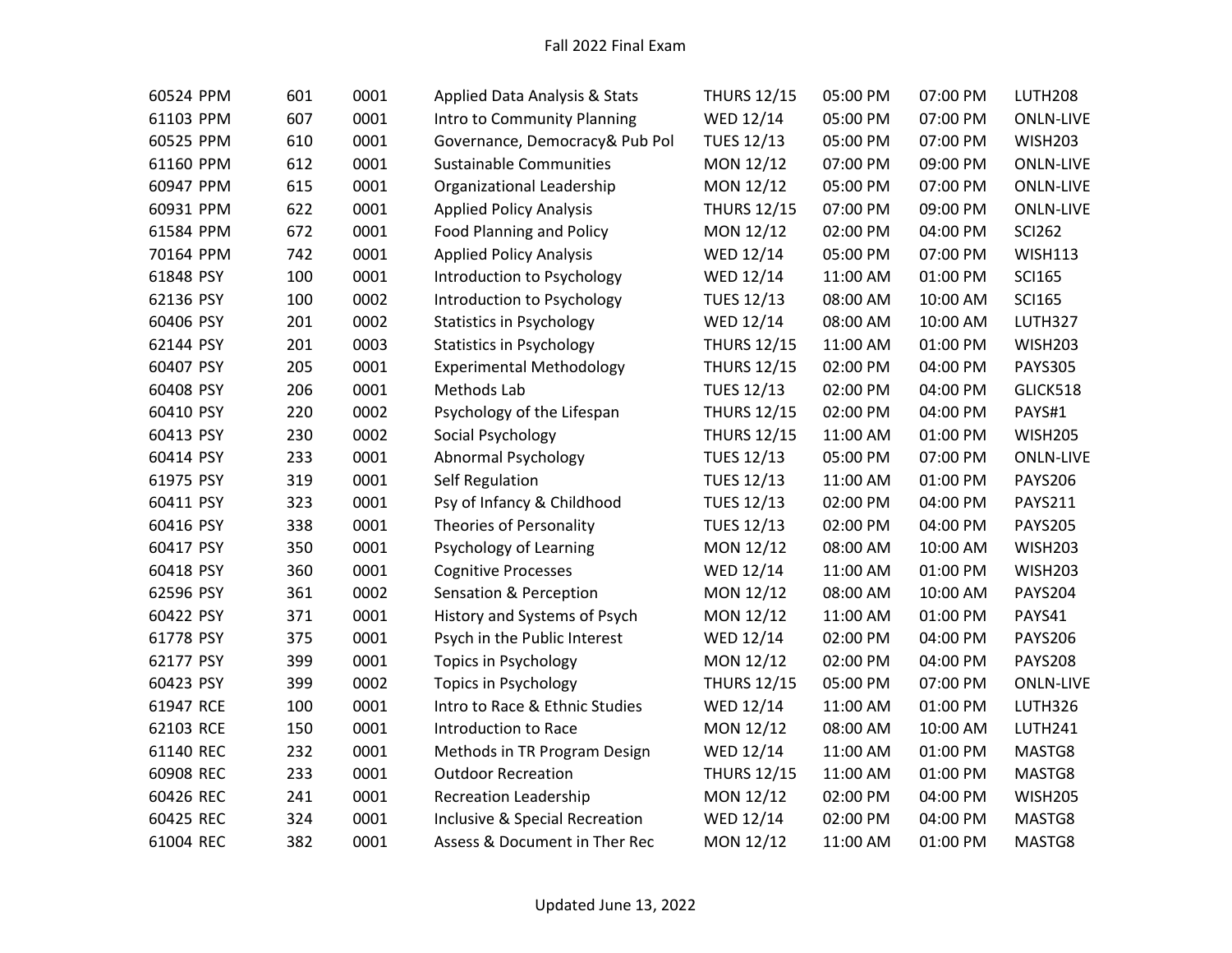Fall 2022 Final Exam

| | | | | | | | | |
|---|---|---|---|---|---|---|---|---|
| 60524 | PPM | 601 | 0001 | Applied Data Analysis & Stats | THURS 12/15 | 05:00 PM | 07:00 PM | LUTH208 |
| 61103 | PPM | 607 | 0001 | Intro to Community Planning | WED 12/14 | 05:00 PM | 07:00 PM | ONLN-LIVE |
| 60525 | PPM | 610 | 0001 | Governance, Democracy& Pub Pol | TUES 12/13 | 05:00 PM | 07:00 PM | WISH203 |
| 61160 | PPM | 612 | 0001 | Sustainable Communities | MON 12/12 | 07:00 PM | 09:00 PM | ONLN-LIVE |
| 60947 | PPM | 615 | 0001 | Organizational Leadership | MON 12/12 | 05:00 PM | 07:00 PM | ONLN-LIVE |
| 60931 | PPM | 622 | 0001 | Applied Policy Analysis | THURS 12/15 | 07:00 PM | 09:00 PM | ONLN-LIVE |
| 61584 | PPM | 672 | 0001 | Food Planning and Policy | MON 12/12 | 02:00 PM | 04:00 PM | SCI262 |
| 70164 | PPM | 742 | 0001 | Applied Policy Analysis | WED 12/14 | 05:00 PM | 07:00 PM | WISH113 |
| 61848 | PSY | 100 | 0001 | Introduction to Psychology | WED 12/14 | 11:00 AM | 01:00 PM | SCI165 |
| 62136 | PSY | 100 | 0002 | Introduction to Psychology | TUES 12/13 | 08:00 AM | 10:00 AM | SCI165 |
| 60406 | PSY | 201 | 0002 | Statistics in Psychology | WED 12/14 | 08:00 AM | 10:00 AM | LUTH327 |
| 62144 | PSY | 201 | 0003 | Statistics in Psychology | THURS 12/15 | 11:00 AM | 01:00 PM | WISH203 |
| 60407 | PSY | 205 | 0001 | Experimental Methodology | THURS 12/15 | 02:00 PM | 04:00 PM | PAYS305 |
| 60408 | PSY | 206 | 0001 | Methods Lab | TUES 12/13 | 02:00 PM | 04:00 PM | GLICK518 |
| 60410 | PSY | 220 | 0002 | Psychology of the Lifespan | THURS 12/15 | 02:00 PM | 04:00 PM | PAYS#1 |
| 60413 | PSY | 230 | 0002 | Social Psychology | THURS 12/15 | 11:00 AM | 01:00 PM | WISH205 |
| 60414 | PSY | 233 | 0001 | Abnormal Psychology | TUES 12/13 | 05:00 PM | 07:00 PM | ONLN-LIVE |
| 61975 | PSY | 319 | 0001 | Self Regulation | TUES 12/13 | 11:00 AM | 01:00 PM | PAYS206 |
| 60411 | PSY | 323 | 0001 | Psy of Infancy & Childhood | TUES 12/13 | 02:00 PM | 04:00 PM | PAYS211 |
| 60416 | PSY | 338 | 0001 | Theories of Personality | TUES 12/13 | 02:00 PM | 04:00 PM | PAYS205 |
| 60417 | PSY | 350 | 0001 | Psychology of Learning | MON 12/12 | 08:00 AM | 10:00 AM | WISH203 |
| 60418 | PSY | 360 | 0001 | Cognitive Processes | WED 12/14 | 11:00 AM | 01:00 PM | WISH203 |
| 62596 | PSY | 361 | 0002 | Sensation & Perception | MON 12/12 | 08:00 AM | 10:00 AM | PAYS204 |
| 60422 | PSY | 371 | 0001 | History and Systems of Psych | MON 12/12 | 11:00 AM | 01:00 PM | PAYS41 |
| 61778 | PSY | 375 | 0001 | Psych in the Public Interest | WED 12/14 | 02:00 PM | 04:00 PM | PAYS206 |
| 62177 | PSY | 399 | 0001 | Topics in Psychology | MON 12/12 | 02:00 PM | 04:00 PM | PAYS208 |
| 60423 | PSY | 399 | 0002 | Topics in Psychology | THURS 12/15 | 05:00 PM | 07:00 PM | ONLN-LIVE |
| 61947 | RCE | 100 | 0001 | Intro to Race & Ethnic Studies | WED 12/14 | 11:00 AM | 01:00 PM | LUTH326 |
| 62103 | RCE | 150 | 0001 | Introduction to Race | MON 12/12 | 08:00 AM | 10:00 AM | LUTH241 |
| 61140 | REC | 232 | 0001 | Methods in TR Program Design | WED 12/14 | 11:00 AM | 01:00 PM | MASTG8 |
| 60908 | REC | 233 | 0001 | Outdoor Recreation | THURS 12/15 | 11:00 AM | 01:00 PM | MASTG8 |
| 60426 | REC | 241 | 0001 | Recreation Leadership | MON 12/12 | 02:00 PM | 04:00 PM | WISH205 |
| 60425 | REC | 324 | 0001 | Inclusive & Special Recreation | WED 12/14 | 02:00 PM | 04:00 PM | MASTG8 |
| 61004 | REC | 382 | 0001 | Assess & Document in Ther Rec | MON 12/12 | 11:00 AM | 01:00 PM | MASTG8 |

Updated June 13, 2022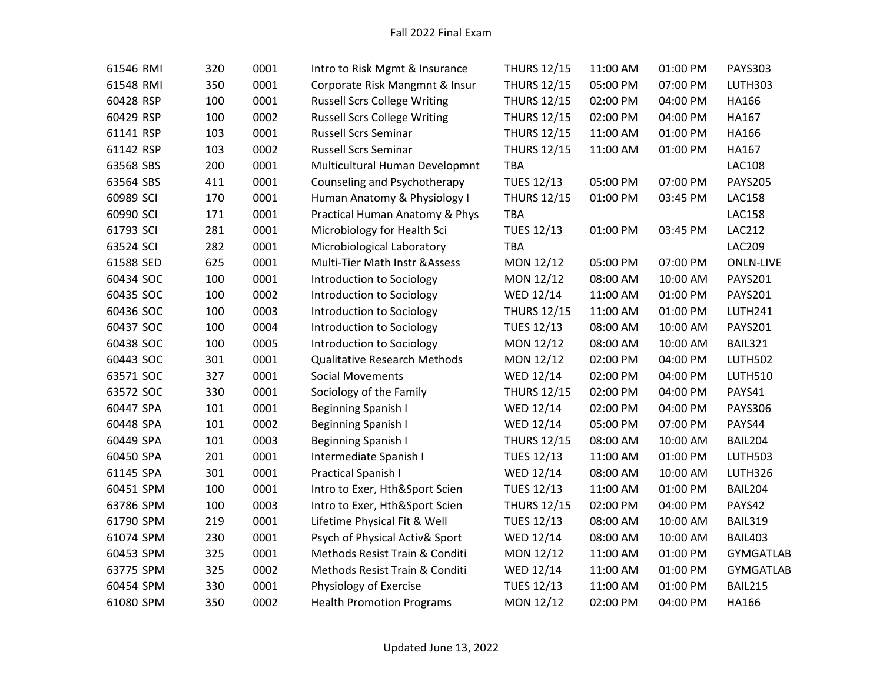| | | | | | | | |
|---|---|---|---|---|---|---|---|
| 61546 RMI | 320 | 0001 | Intro to Risk Mgmt & Insurance | THURS 12/15 | 11:00 AM | 01:00 PM | PAYS303 |
| 61548 RMI | 350 | 0001 | Corporate Risk Mangmnt & Insur | THURS 12/15 | 05:00 PM | 07:00 PM | LUTH303 |
| 60428 RSP | 100 | 0001 | Russell Scrs College Writing | THURS 12/15 | 02:00 PM | 04:00 PM | HA166 |
| 60429 RSP | 100 | 0002 | Russell Scrs College Writing | THURS 12/15 | 02:00 PM | 04:00 PM | HA167 |
| 61141 RSP | 103 | 0001 | Russell Scrs Seminar | THURS 12/15 | 11:00 AM | 01:00 PM | HA166 |
| 61142 RSP | 103 | 0002 | Russell Scrs Seminar | THURS 12/15 | 11:00 AM | 01:00 PM | HA167 |
| 63568 SBS | 200 | 0001 | Multicultural Human Developmnt | TBA | | | LAC108 |
| 63564 SBS | 411 | 0001 | Counseling and Psychotherapy | TUES 12/13 | 05:00 PM | 07:00 PM | PAYS205 |
| 60989 SCI | 170 | 0001 | Human Anatomy & Physiology I | THURS 12/15 | 01:00 PM | 03:45 PM | LAC158 |
| 60990 SCI | 171 | 0001 | Practical Human Anatomy & Phys | TBA | | | LAC158 |
| 61793 SCI | 281 | 0001 | Microbiology for Health Sci | TUES 12/13 | 01:00 PM | 03:45 PM | LAC212 |
| 63524 SCI | 282 | 0001 | Microbiological Laboratory | TBA | | | LAC209 |
| 61588 SED | 625 | 0001 | Multi-Tier Math Instr &Assess | MON 12/12 | 05:00 PM | 07:00 PM | ONLN-LIVE |
| 60434 SOC | 100 | 0001 | Introduction to Sociology | MON 12/12 | 08:00 AM | 10:00 AM | PAYS201 |
| 60435 SOC | 100 | 0002 | Introduction to Sociology | WED 12/14 | 11:00 AM | 01:00 PM | PAYS201 |
| 60436 SOC | 100 | 0003 | Introduction to Sociology | THURS 12/15 | 11:00 AM | 01:00 PM | LUTH241 |
| 60437 SOC | 100 | 0004 | Introduction to Sociology | TUES 12/13 | 08:00 AM | 10:00 AM | PAYS201 |
| 60438 SOC | 100 | 0005 | Introduction to Sociology | MON 12/12 | 08:00 AM | 10:00 AM | BAIL321 |
| 60443 SOC | 301 | 0001 | Qualitative Research Methods | MON 12/12 | 02:00 PM | 04:00 PM | LUTH502 |
| 63571 SOC | 327 | 0001 | Social Movements | WED 12/14 | 02:00 PM | 04:00 PM | LUTH510 |
| 63572 SOC | 330 | 0001 | Sociology of the Family | THURS 12/15 | 02:00 PM | 04:00 PM | PAYS41 |
| 60447 SPA | 101 | 0001 | Beginning Spanish I | WED 12/14 | 02:00 PM | 04:00 PM | PAYS306 |
| 60448 SPA | 101 | 0002 | Beginning Spanish I | WED 12/14 | 05:00 PM | 07:00 PM | PAYS44 |
| 60449 SPA | 101 | 0003 | Beginning Spanish I | THURS 12/15 | 08:00 AM | 10:00 AM | BAIL204 |
| 60450 SPA | 201 | 0001 | Intermediate Spanish I | TUES 12/13 | 11:00 AM | 01:00 PM | LUTH503 |
| 61145 SPA | 301 | 0001 | Practical Spanish I | WED 12/14 | 08:00 AM | 10:00 AM | LUTH326 |
| 60451 SPM | 100 | 0001 | Intro to Exer, Hth&Sport Scien | TUES 12/13 | 11:00 AM | 01:00 PM | BAIL204 |
| 63786 SPM | 100 | 0003 | Intro to Exer, Hth&Sport Scien | THURS 12/15 | 02:00 PM | 04:00 PM | PAYS42 |
| 61790 SPM | 219 | 0001 | Lifetime Physical Fit & Well | TUES 12/13 | 08:00 AM | 10:00 AM | BAIL319 |
| 61074 SPM | 230 | 0001 | Psych of Physical Activ& Sport | WED 12/14 | 08:00 AM | 10:00 AM | BAIL403 |
| 60453 SPM | 325 | 0001 | Methods Resist Train & Conditi | MON 12/12 | 11:00 AM | 01:00 PM | GYMGATLAB |
| 63775 SPM | 325 | 0002 | Methods Resist Train & Conditi | WED 12/14 | 11:00 AM | 01:00 PM | GYMGATLAB |
| 60454 SPM | 330 | 0001 | Physiology of Exercise | TUES 12/13 | 11:00 AM | 01:00 PM | BAIL215 |
| 61080 SPM | 350 | 0002 | Health Promotion Programs | MON 12/12 | 02:00 PM | 04:00 PM | HA166 |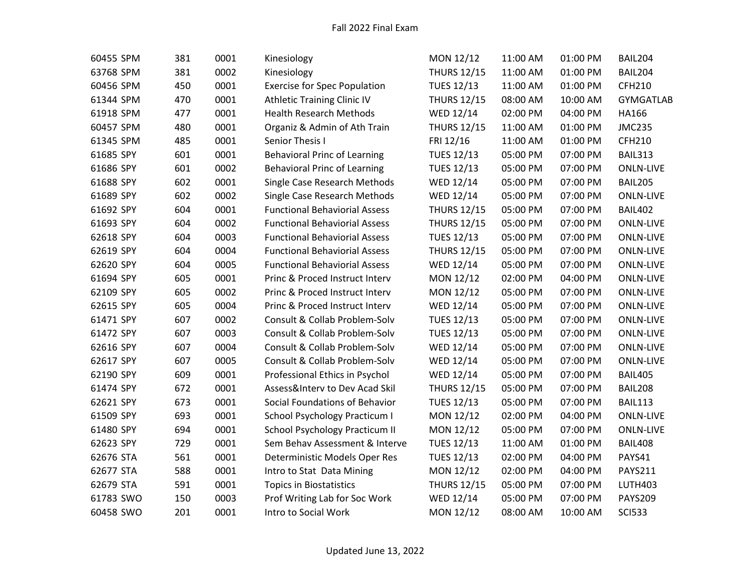| | | | | | | | |
|---|---|---|---|---|---|---|---|
| 60455 SPM | 381 | 0001 | Kinesiology | MON 12/12 | 11:00 AM | 01:00 PM | BAIL204 |
| 63768 SPM | 381 | 0002 | Kinesiology | THURS 12/15 | 11:00 AM | 01:00 PM | BAIL204 |
| 60456 SPM | 450 | 0001 | Exercise for Spec Population | TUES 12/13 | 11:00 AM | 01:00 PM | CFH210 |
| 61344 SPM | 470 | 0001 | Athletic Training Clinic IV | THURS 12/15 | 08:00 AM | 10:00 AM | GYMGATLAB |
| 61918 SPM | 477 | 0001 | Health Research Methods | WED 12/14 | 02:00 PM | 04:00 PM | HA166 |
| 60457 SPM | 480 | 0001 | Organiz & Admin of Ath Train | THURS 12/15 | 11:00 AM | 01:00 PM | JMC235 |
| 61345 SPM | 485 | 0001 | Senior Thesis I | FRI 12/16 | 11:00 AM | 01:00 PM | CFH210 |
| 61685 SPY | 601 | 0001 | Behavioral Princ of Learning | TUES 12/13 | 05:00 PM | 07:00 PM | BAIL313 |
| 61686 SPY | 601 | 0002 | Behavioral Princ of Learning | TUES 12/13 | 05:00 PM | 07:00 PM | ONLN-LIVE |
| 61688 SPY | 602 | 0001 | Single Case Research Methods | WED 12/14 | 05:00 PM | 07:00 PM | BAIL205 |
| 61689 SPY | 602 | 0002 | Single Case Research Methods | WED 12/14 | 05:00 PM | 07:00 PM | ONLN-LIVE |
| 61692 SPY | 604 | 0001 | Functional Behaviorial Assess | THURS 12/15 | 05:00 PM | 07:00 PM | BAIL402 |
| 61693 SPY | 604 | 0002 | Functional Behaviorial Assess | THURS 12/15 | 05:00 PM | 07:00 PM | ONLN-LIVE |
| 62618 SPY | 604 | 0003 | Functional Behaviorial Assess | TUES 12/13 | 05:00 PM | 07:00 PM | ONLN-LIVE |
| 62619 SPY | 604 | 0004 | Functional Behaviorial Assess | THURS 12/15 | 05:00 PM | 07:00 PM | ONLN-LIVE |
| 62620 SPY | 604 | 0005 | Functional Behaviorial Assess | WED 12/14 | 05:00 PM | 07:00 PM | ONLN-LIVE |
| 61694 SPY | 605 | 0001 | Princ & Proced Instruct Interv | MON 12/12 | 02:00 PM | 04:00 PM | ONLN-LIVE |
| 62109 SPY | 605 | 0002 | Princ & Proced Instruct Interv | MON 12/12 | 05:00 PM | 07:00 PM | ONLN-LIVE |
| 62615 SPY | 605 | 0004 | Princ & Proced Instruct Interv | WED 12/14 | 05:00 PM | 07:00 PM | ONLN-LIVE |
| 61471 SPY | 607 | 0002 | Consult & Collab Problem-Solv | TUES 12/13 | 05:00 PM | 07:00 PM | ONLN-LIVE |
| 61472 SPY | 607 | 0003 | Consult & Collab Problem-Solv | TUES 12/13 | 05:00 PM | 07:00 PM | ONLN-LIVE |
| 62616 SPY | 607 | 0004 | Consult & Collab Problem-Solv | WED 12/14 | 05:00 PM | 07:00 PM | ONLN-LIVE |
| 62617 SPY | 607 | 0005 | Consult & Collab Problem-Solv | WED 12/14 | 05:00 PM | 07:00 PM | ONLN-LIVE |
| 62190 SPY | 609 | 0001 | Professional Ethics in Psychol | WED 12/14 | 05:00 PM | 07:00 PM | BAIL405 |
| 61474 SPY | 672 | 0001 | Assess&Interv to Dev Acad Skil | THURS 12/15 | 05:00 PM | 07:00 PM | BAIL208 |
| 62621 SPY | 673 | 0001 | Social Foundations of Behavior | TUES 12/13 | 05:00 PM | 07:00 PM | BAIL113 |
| 61509 SPY | 693 | 0001 | School Psychology Practicum I | MON 12/12 | 02:00 PM | 04:00 PM | ONLN-LIVE |
| 61480 SPY | 694 | 0001 | School Psychology Practicum II | MON 12/12 | 05:00 PM | 07:00 PM | ONLN-LIVE |
| 62623 SPY | 729 | 0001 | Sem Behav Assessment & Interve | TUES 12/13 | 11:00 AM | 01:00 PM | BAIL408 |
| 62676 STA | 561 | 0001 | Deterministic Models Oper Res | TUES 12/13 | 02:00 PM | 04:00 PM | PAYS41 |
| 62677 STA | 588 | 0001 | Intro to Stat Data Mining | MON 12/12 | 02:00 PM | 04:00 PM | PAYS211 |
| 62679 STA | 591 | 0001 | Topics in Biostatistics | THURS 12/15 | 05:00 PM | 07:00 PM | LUTH403 |
| 61783 SWO | 150 | 0003 | Prof Writing Lab for Soc Work | WED 12/14 | 05:00 PM | 07:00 PM | PAYS209 |
| 60458 SWO | 201 | 0001 | Intro to Social Work | MON 12/12 | 08:00 AM | 10:00 AM | SCI533 |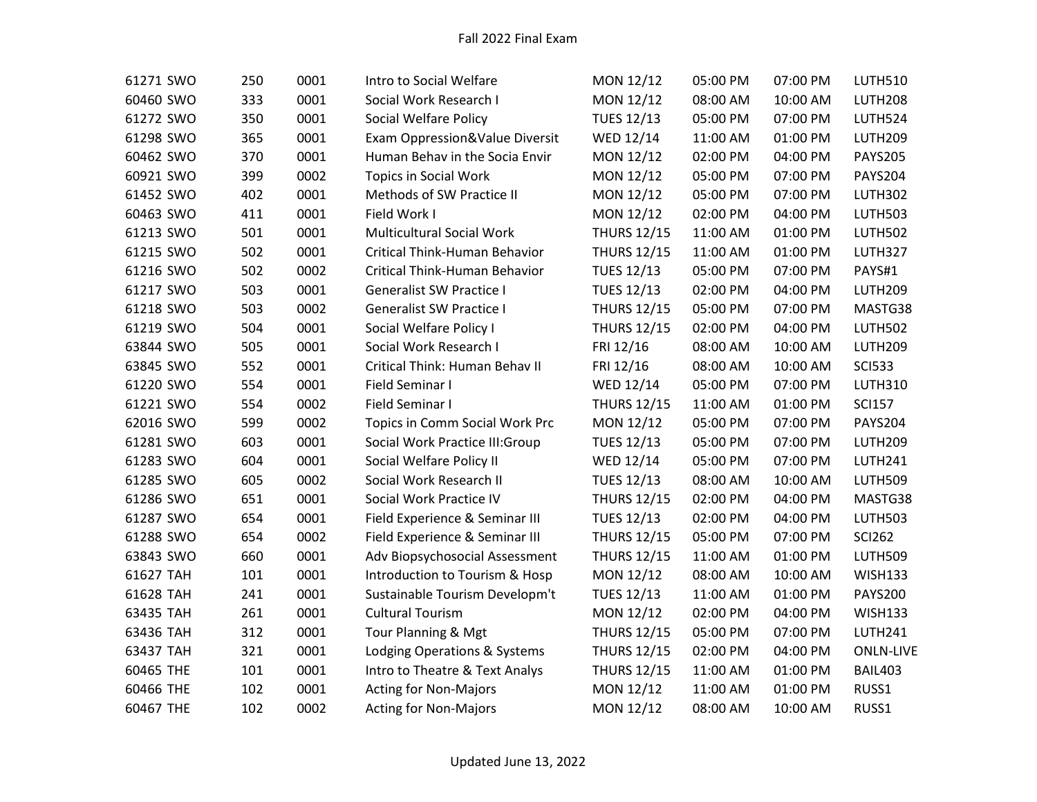| | | | | | | | |
|---|---|---|---|---|---|---|---|
| 61271 SWO | 250 | 0001 | Intro to Social Welfare | MON 12/12 | 05:00 PM | 07:00 PM | LUTH510 |
| 60460 SWO | 333 | 0001 | Social Work Research I | MON 12/12 | 08:00 AM | 10:00 AM | LUTH208 |
| 61272 SWO | 350 | 0001 | Social Welfare Policy | TUES 12/13 | 05:00 PM | 07:00 PM | LUTH524 |
| 61298 SWO | 365 | 0001 | Exam Oppression&Value Diversit | WED 12/14 | 11:00 AM | 01:00 PM | LUTH209 |
| 60462 SWO | 370 | 0001 | Human Behav in the Socia Envir | MON 12/12 | 02:00 PM | 04:00 PM | PAYS205 |
| 60921 SWO | 399 | 0002 | Topics in Social Work | MON 12/12 | 05:00 PM | 07:00 PM | PAYS204 |
| 61452 SWO | 402 | 0001 | Methods of SW Practice II | MON 12/12 | 05:00 PM | 07:00 PM | LUTH302 |
| 60463 SWO | 411 | 0001 | Field Work I | MON 12/12 | 02:00 PM | 04:00 PM | LUTH503 |
| 61213 SWO | 501 | 0001 | Multicultural Social Work | THURS 12/15 | 11:00 AM | 01:00 PM | LUTH502 |
| 61215 SWO | 502 | 0001 | Critical Think-Human Behavior | THURS 12/15 | 11:00 AM | 01:00 PM | LUTH327 |
| 61216 SWO | 502 | 0002 | Critical Think-Human Behavior | TUES 12/13 | 05:00 PM | 07:00 PM | PAYS#1 |
| 61217 SWO | 503 | 0001 | Generalist SW Practice I | TUES 12/13 | 02:00 PM | 04:00 PM | LUTH209 |
| 61218 SWO | 503 | 0002 | Generalist SW Practice I | THURS 12/15 | 05:00 PM | 07:00 PM | MASTG38 |
| 61219 SWO | 504 | 0001 | Social Welfare Policy I | THURS 12/15 | 02:00 PM | 04:00 PM | LUTH502 |
| 63844 SWO | 505 | 0001 | Social Work Research I | FRI 12/16 | 08:00 AM | 10:00 AM | LUTH209 |
| 63845 SWO | 552 | 0001 | Critical Think: Human Behav II | FRI 12/16 | 08:00 AM | 10:00 AM | SCI533 |
| 61220 SWO | 554 | 0001 | Field Seminar I | WED 12/14 | 05:00 PM | 07:00 PM | LUTH310 |
| 61221 SWO | 554 | 0002 | Field Seminar I | THURS 12/15 | 11:00 AM | 01:00 PM | SCI157 |
| 62016 SWO | 599 | 0002 | Topics in Comm Social Work Prc | MON 12/12 | 05:00 PM | 07:00 PM | PAYS204 |
| 61281 SWO | 603 | 0001 | Social Work Practice III:Group | TUES 12/13 | 05:00 PM | 07:00 PM | LUTH209 |
| 61283 SWO | 604 | 0001 | Social Welfare Policy II | WED 12/14 | 05:00 PM | 07:00 PM | LUTH241 |
| 61285 SWO | 605 | 0002 | Social Work Research II | TUES 12/13 | 08:00 AM | 10:00 AM | LUTH509 |
| 61286 SWO | 651 | 0001 | Social Work Practice IV | THURS 12/15 | 02:00 PM | 04:00 PM | MASTG38 |
| 61287 SWO | 654 | 0001 | Field Experience & Seminar III | TUES 12/13 | 02:00 PM | 04:00 PM | LUTH503 |
| 61288 SWO | 654 | 0002 | Field Experience & Seminar III | THURS 12/15 | 05:00 PM | 07:00 PM | SCI262 |
| 63843 SWO | 660 | 0001 | Adv Biopsychosocial Assessment | THURS 12/15 | 11:00 AM | 01:00 PM | LUTH509 |
| 61627 TAH | 101 | 0001 | Introduction to Tourism & Hosp | MON 12/12 | 08:00 AM | 10:00 AM | WISH133 |
| 61628 TAH | 241 | 0001 | Sustainable Tourism Developm't | TUES 12/13 | 11:00 AM | 01:00 PM | PAYS200 |
| 63435 TAH | 261 | 0001 | Cultural Tourism | MON 12/12 | 02:00 PM | 04:00 PM | WISH133 |
| 63436 TAH | 312 | 0001 | Tour Planning & Mgt | THURS 12/15 | 05:00 PM | 07:00 PM | LUTH241 |
| 63437 TAH | 321 | 0001 | Lodging Operations & Systems | THURS 12/15 | 02:00 PM | 04:00 PM | ONLN-LIVE |
| 60465 THE | 101 | 0001 | Intro to Theatre & Text Analys | THURS 12/15 | 11:00 AM | 01:00 PM | BAIL403 |
| 60466 THE | 102 | 0001 | Acting for Non-Majors | MON 12/12 | 11:00 AM | 01:00 PM | RUSS1 |
| 60467 THE | 102 | 0002 | Acting for Non-Majors | MON 12/12 | 08:00 AM | 10:00 AM | RUSS1 |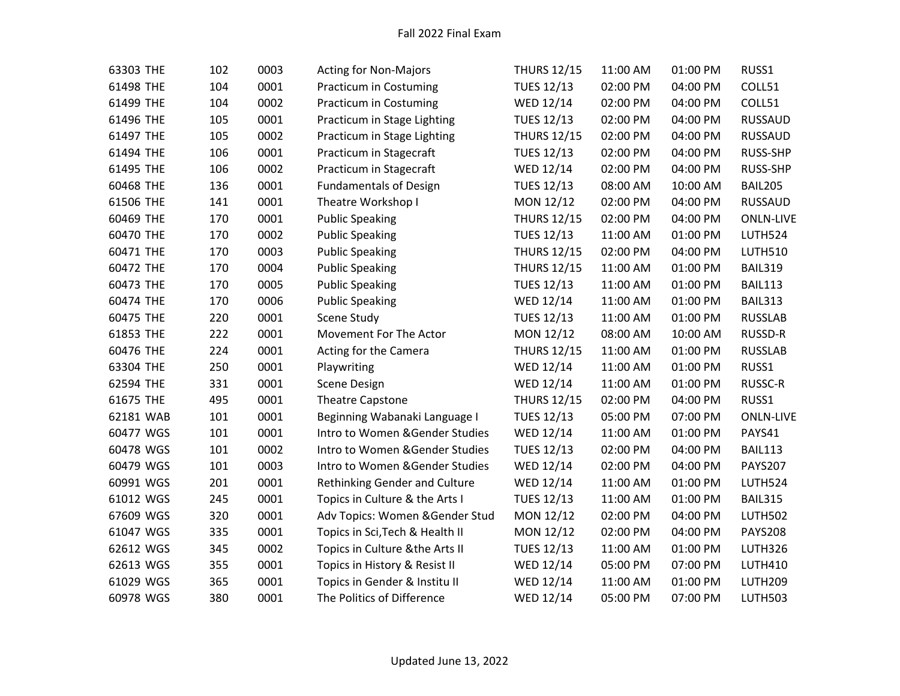| | | | | | | | |
|---|---|---|---|---|---|---|---|
| 63303 THE | 102 | 0003 | Acting for Non-Majors | THURS 12/15 | 11:00 AM | 01:00 PM | RUSS1 |
| 61498 THE | 104 | 0001 | Practicum in Costuming | TUES 12/13 | 02:00 PM | 04:00 PM | COLL51 |
| 61499 THE | 104 | 0002 | Practicum in Costuming | WED 12/14 | 02:00 PM | 04:00 PM | COLL51 |
| 61496 THE | 105 | 0001 | Practicum in Stage Lighting | TUES 12/13 | 02:00 PM | 04:00 PM | RUSSAUD |
| 61497 THE | 105 | 0002 | Practicum in Stage Lighting | THURS 12/15 | 02:00 PM | 04:00 PM | RUSSAUD |
| 61494 THE | 106 | 0001 | Practicum in Stagecraft | TUES 12/13 | 02:00 PM | 04:00 PM | RUSS-SHP |
| 61495 THE | 106 | 0002 | Practicum in Stagecraft | WED 12/14 | 02:00 PM | 04:00 PM | RUSS-SHP |
| 60468 THE | 136 | 0001 | Fundamentals of Design | TUES 12/13 | 08:00 AM | 10:00 AM | BAIL205 |
| 61506 THE | 141 | 0001 | Theatre Workshop I | MON 12/12 | 02:00 PM | 04:00 PM | RUSSAUD |
| 60469 THE | 170 | 0001 | Public Speaking | THURS 12/15 | 02:00 PM | 04:00 PM | ONLN-LIVE |
| 60470 THE | 170 | 0002 | Public Speaking | TUES 12/13 | 11:00 AM | 01:00 PM | LUTH524 |
| 60471 THE | 170 | 0003 | Public Speaking | THURS 12/15 | 02:00 PM | 04:00 PM | LUTH510 |
| 60472 THE | 170 | 0004 | Public Speaking | THURS 12/15 | 11:00 AM | 01:00 PM | BAIL319 |
| 60473 THE | 170 | 0005 | Public Speaking | TUES 12/13 | 11:00 AM | 01:00 PM | BAIL113 |
| 60474 THE | 170 | 0006 | Public Speaking | WED 12/14 | 11:00 AM | 01:00 PM | BAIL313 |
| 60475 THE | 220 | 0001 | Scene Study | TUES 12/13 | 11:00 AM | 01:00 PM | RUSSLAB |
| 61853 THE | 222 | 0001 | Movement For The Actor | MON 12/12 | 08:00 AM | 10:00 AM | RUSSD-R |
| 60476 THE | 224 | 0001 | Acting for the Camera | THURS 12/15 | 11:00 AM | 01:00 PM | RUSSLAB |
| 63304 THE | 250 | 0001 | Playwriting | WED 12/14 | 11:00 AM | 01:00 PM | RUSS1 |
| 62594 THE | 331 | 0001 | Scene Design | WED 12/14 | 11:00 AM | 01:00 PM | RUSSC-R |
| 61675 THE | 495 | 0001 | Theatre Capstone | THURS 12/15 | 02:00 PM | 04:00 PM | RUSS1 |
| 62181 WAB | 101 | 0001 | Beginning Wabanaki Language I | TUES 12/13 | 05:00 PM | 07:00 PM | ONLN-LIVE |
| 60477 WGS | 101 | 0001 | Intro to Women &Gender Studies | WED 12/14 | 11:00 AM | 01:00 PM | PAYS41 |
| 60478 WGS | 101 | 0002 | Intro to Women &Gender Studies | TUES 12/13 | 02:00 PM | 04:00 PM | BAIL113 |
| 60479 WGS | 101 | 0003 | Intro to Women &Gender Studies | WED 12/14 | 02:00 PM | 04:00 PM | PAYS207 |
| 60991 WGS | 201 | 0001 | Rethinking Gender and Culture | WED 12/14 | 11:00 AM | 01:00 PM | LUTH524 |
| 61012 WGS | 245 | 0001 | Topics in Culture & the Arts I | TUES 12/13 | 11:00 AM | 01:00 PM | BAIL315 |
| 67609 WGS | 320 | 0001 | Adv Topics: Women &Gender Stud | MON 12/12 | 02:00 PM | 04:00 PM | LUTH502 |
| 61047 WGS | 335 | 0001 | Topics in Sci,Tech & Health II | MON 12/12 | 02:00 PM | 04:00 PM | PAYS208 |
| 62612 WGS | 345 | 0002 | Topics in Culture &the Arts II | TUES 12/13 | 11:00 AM | 01:00 PM | LUTH326 |
| 62613 WGS | 355 | 0001 | Topics in History & Resist II | WED 12/14 | 05:00 PM | 07:00 PM | LUTH410 |
| 61029 WGS | 365 | 0001 | Topics in Gender & Institu II | WED 12/14 | 11:00 AM | 01:00 PM | LUTH209 |
| 60978 WGS | 380 | 0001 | The Politics of Difference | WED 12/14 | 05:00 PM | 07:00 PM | LUTH503 |